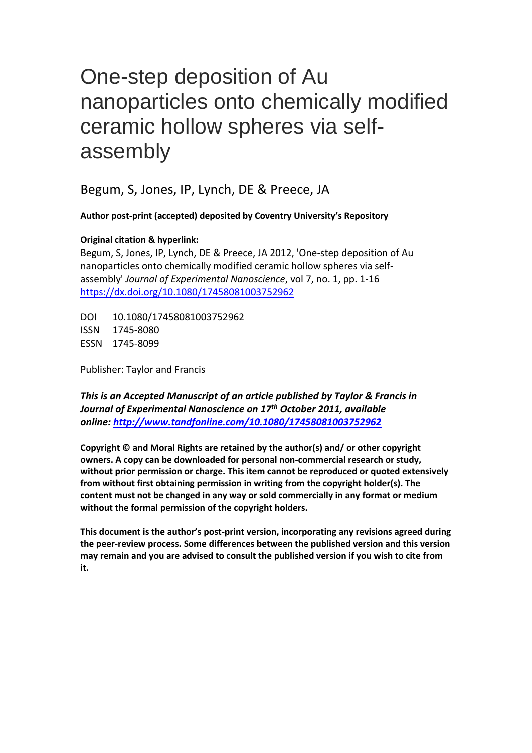# One-step deposition of Au nanoparticles onto chemically modified ceramic hollow spheres via self-assembly

Begum, S, Jones, IP, Lynch, DE & Preece, JA

**Author post-print (accepted) deposited by Coventry University's Repository**

**Original citation & hyperlink:**

Begum, S, Jones, IP, Lynch, DE & Preece, JA 2012, 'One-step deposition of Au nanoparticles onto chemically modified ceramic hollow spheres via self-assembly' *Journal of Experimental Nanoscience*, vol 7, no. 1, pp. 1-16
https://dx.doi.org/10.1080/17458081003752962

DOI 10.1080/17458081003752962
ISSN 1745-8080
ESSN 1745-8099

Publisher: Taylor and Francis

***This is an Accepted Manuscript of an article published by Taylor & Francis in Journal of Experimental Nanoscience on 17th October 2011, available online: http://www.tandfonline.com/10.1080/17458081003752962***

**Copyright © and Moral Rights are retained by the author(s) and/ or other copyright owners. A copy can be downloaded for personal non-commercial research or study, without prior permission or charge. This item cannot be reproduced or quoted extensively from without first obtaining permission in writing from the copyright holder(s). The content must not be changed in any way or sold commercially in any format or medium without the formal permission of the copyright holders.**

**This document is the author's post-print version, incorporating any revisions agreed during the peer-review process. Some differences between the published version and this version may remain and you are advised to consult the published version if you wish to cite from it.**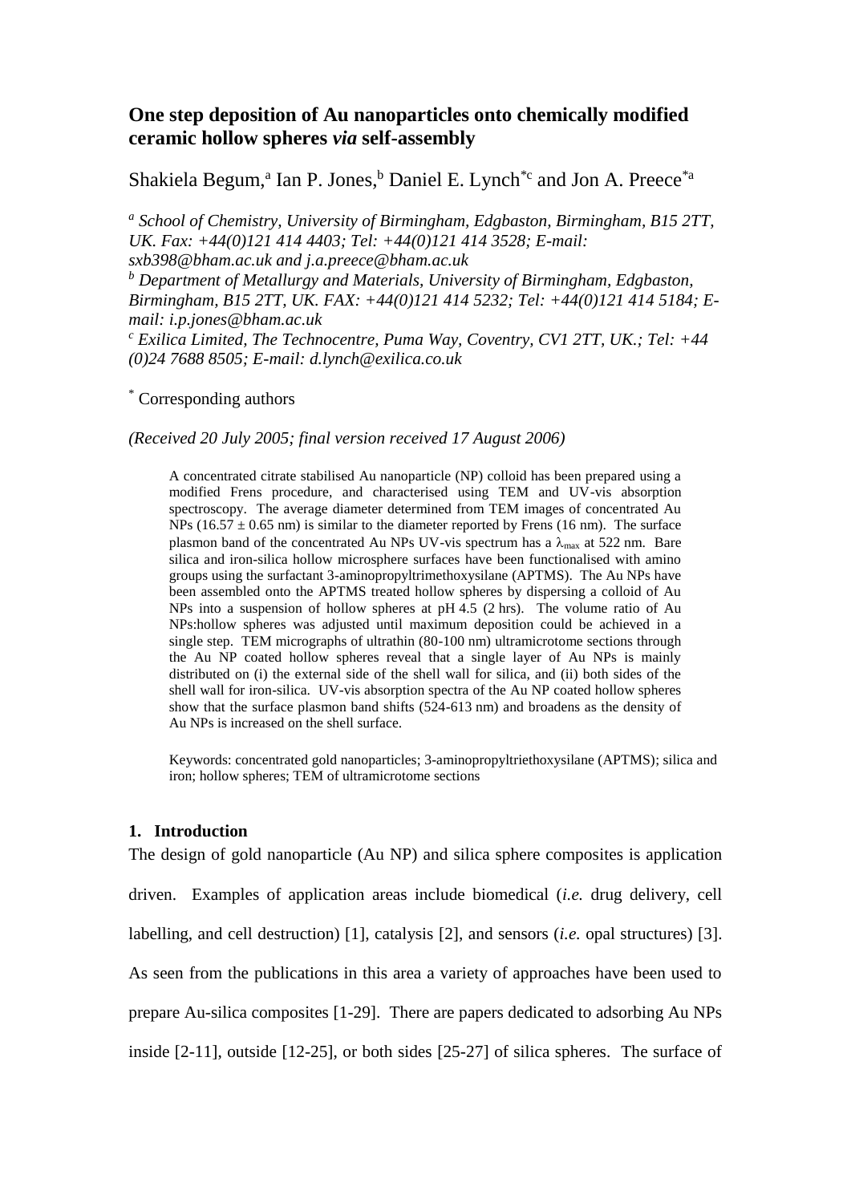# One step deposition of Au nanoparticles onto chemically modified ceramic hollow spheres *via* self-assembly

Shakiela Begum,[a] Ian P. Jones,[b] Daniel E. Lynch[*c] and Jon A. Preece[*a]

[a] *School of Chemistry, University of Birmingham, Edgbaston, Birmingham, B15 2TT, UK. Fax: +44(0)121 414 4403; Tel: +44(0)121 414 3528; E-mail: sxb398@bham.ac.uk and j.a.preece@bham.ac.uk*

[b] *Department of Metallurgy and Materials, University of Birmingham, Edgbaston, Birmingham, B15 2TT, UK. FAX: +44(0)121 414 5232; Tel: +44(0)121 414 5184; E-mail: i.p.jones@bham.ac.uk*

[c] *Exilica Limited, The Technocentre, Puma Way, Coventry, CV1 2TT, UK.; Tel: +44 (0)24 7688 8505; E-mail: d.lynch@exilica.co.uk*

[*] Corresponding authors

*(Received 20 July 2005; final version received 17 August 2006)*

A concentrated citrate stabilised Au nanoparticle (NP) colloid has been prepared using a modified Frens procedure, and characterised using TEM and UV-vis absorption spectroscopy. The average diameter determined from TEM images of concentrated Au NPs (16.57 ± 0.65 nm) is similar to the diameter reported by Frens (16 nm). The surface plasmon band of the concentrated Au NPs UV-vis spectrum has a $\lambda_{max}$ at 522 nm. Bare silica and iron-silica hollow microsphere surfaces have been functionalised with amino groups using the surfactant 3-aminopropyltrimethoxysilane (APTMS). The Au NPs have been assembled onto the APTMS treated hollow spheres by dispersing a colloid of Au NPs into a suspension of hollow spheres at pH 4.5 (2 hrs). The volume ratio of Au NPs:hollow spheres was adjusted until maximum deposition could be achieved in a single step. TEM micrographs of ultrathin (80-100 nm) ultramicrotome sections through the Au NP coated hollow spheres reveal that a single layer of Au NPs is mainly distributed on (i) the external side of the shell wall for silica, and (ii) both sides of the shell wall for iron-silica. UV-vis absorption spectra of the Au NP coated hollow spheres show that the surface plasmon band shifts (524-613 nm) and broadens as the density of Au NPs is increased on the shell surface.

Keywords: concentrated gold nanoparticles; 3-aminopropyltriethoxysilane (APTMS); silica and iron; hollow spheres; TEM of ultramicrotome sections

## 1. Introduction

The design of gold nanoparticle (Au NP) and silica sphere composites is application driven. Examples of application areas include biomedical (*i.e.* drug delivery, cell labelling, and cell destruction) [1], catalysis [2], and sensors (*i.e.* opal structures) [3]. As seen from the publications in this area a variety of approaches have been used to prepare Au-silica composites [1-29]. There are papers dedicated to adsorbing Au NPs inside [2-11], outside [12-25], or both sides [25-27] of silica spheres. The surface of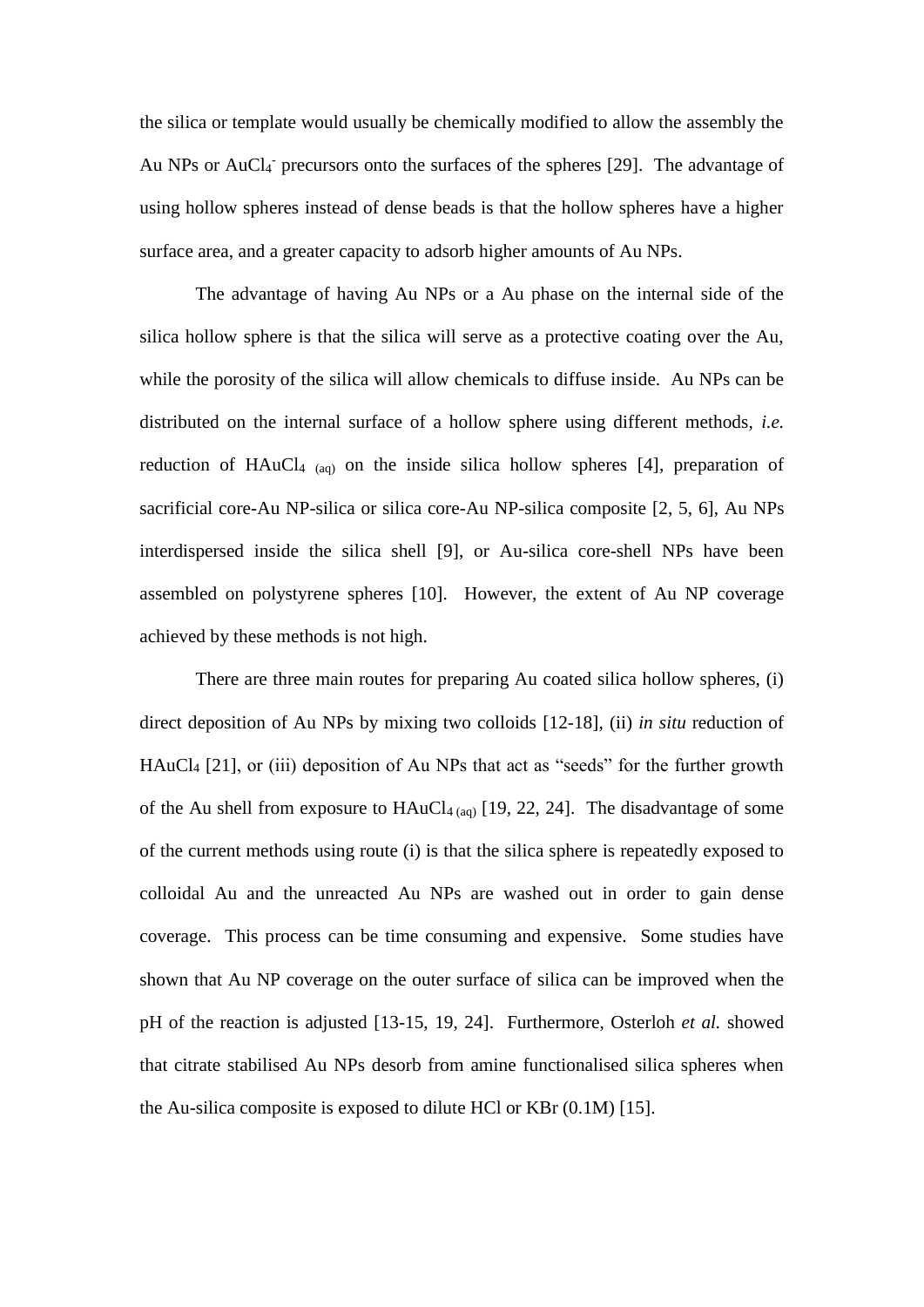the silica or template would usually be chemically modified to allow the assembly the Au NPs or $AuCl_4^-$ precursors onto the surfaces of the spheres [29]. The advantage of using hollow spheres instead of dense beads is that the hollow spheres have a higher surface area, and a greater capacity to adsorb higher amounts of Au NPs.

The advantage of having Au NPs or a Au phase on the internal side of the silica hollow sphere is that the silica will serve as a protective coating over the Au, while the porosity of the silica will allow chemicals to diffuse inside. Au NPs can be distributed on the internal surface of a hollow sphere using different methods, *i.e.* reduction of $HAuCl_{4\ (aq)}$ on the inside silica hollow spheres [4], preparation of sacrificial core-Au NP-silica or silica core-Au NP-silica composite [2, 5, 6], Au NPs interdispersed inside the silica shell [9], or Au-silica core-shell NPs have been assembled on polystyrene spheres [10]. However, the extent of Au NP coverage achieved by these methods is not high.

There are three main routes for preparing Au coated silica hollow spheres, (i) direct deposition of Au NPs by mixing two colloids [12-18], (ii) *in situ* reduction of $HAuCl_4$ [21], or (iii) deposition of Au NPs that act as "seeds" for the further growth of the Au shell from exposure to $HAuCl_{4\ (aq)}$ [19, 22, 24]. The disadvantage of some of the current methods using route (i) is that the silica sphere is repeatedly exposed to colloidal Au and the unreacted Au NPs are washed out in order to gain dense coverage. This process can be time consuming and expensive. Some studies have shown that Au NP coverage on the outer surface of silica can be improved when the pH of the reaction is adjusted [13-15, 19, 24]. Furthermore, Osterloh *et al.* showed that citrate stabilised Au NPs desorb from amine functionalised silica spheres when the Au-silica composite is exposed to dilute HCl or KBr (0.1M) [15].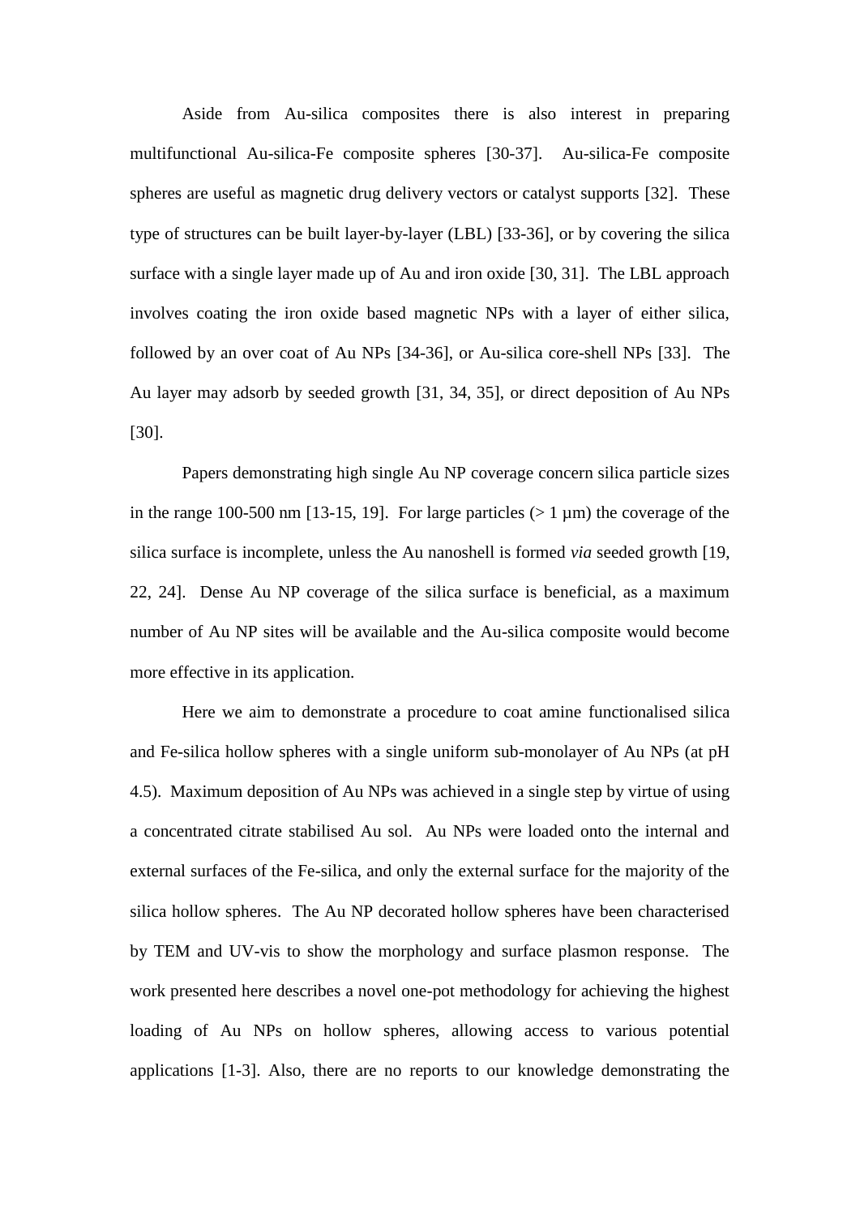Aside from Au-silica composites there is also interest in preparing multifunctional Au-silica-Fe composite spheres [30-37]. Au-silica-Fe composite spheres are useful as magnetic drug delivery vectors or catalyst supports [32]. These type of structures can be built layer-by-layer (LBL) [33-36], or by covering the silica surface with a single layer made up of Au and iron oxide [30, 31]. The LBL approach involves coating the iron oxide based magnetic NPs with a layer of either silica, followed by an over coat of Au NPs [34-36], or Au-silica core-shell NPs [33]. The Au layer may adsorb by seeded growth [31, 34, 35], or direct deposition of Au NPs [30].

Papers demonstrating high single Au NP coverage concern silica particle sizes in the range 100-500 nm [13-15, 19]. For large particles (> 1 μm) the coverage of the silica surface is incomplete, unless the Au nanoshell is formed *via* seeded growth [19, 22, 24]. Dense Au NP coverage of the silica surface is beneficial, as a maximum number of Au NP sites will be available and the Au-silica composite would become more effective in its application.

Here we aim to demonstrate a procedure to coat amine functionalised silica and Fe-silica hollow spheres with a single uniform sub-monolayer of Au NPs (at pH 4.5). Maximum deposition of Au NPs was achieved in a single step by virtue of using a concentrated citrate stabilised Au sol. Au NPs were loaded onto the internal and external surfaces of the Fe-silica, and only the external surface for the majority of the silica hollow spheres. The Au NP decorated hollow spheres have been characterised by TEM and UV-vis to show the morphology and surface plasmon response. The work presented here describes a novel one-pot methodology for achieving the highest loading of Au NPs on hollow spheres, allowing access to various potential applications [1-3]. Also, there are no reports to our knowledge demonstrating the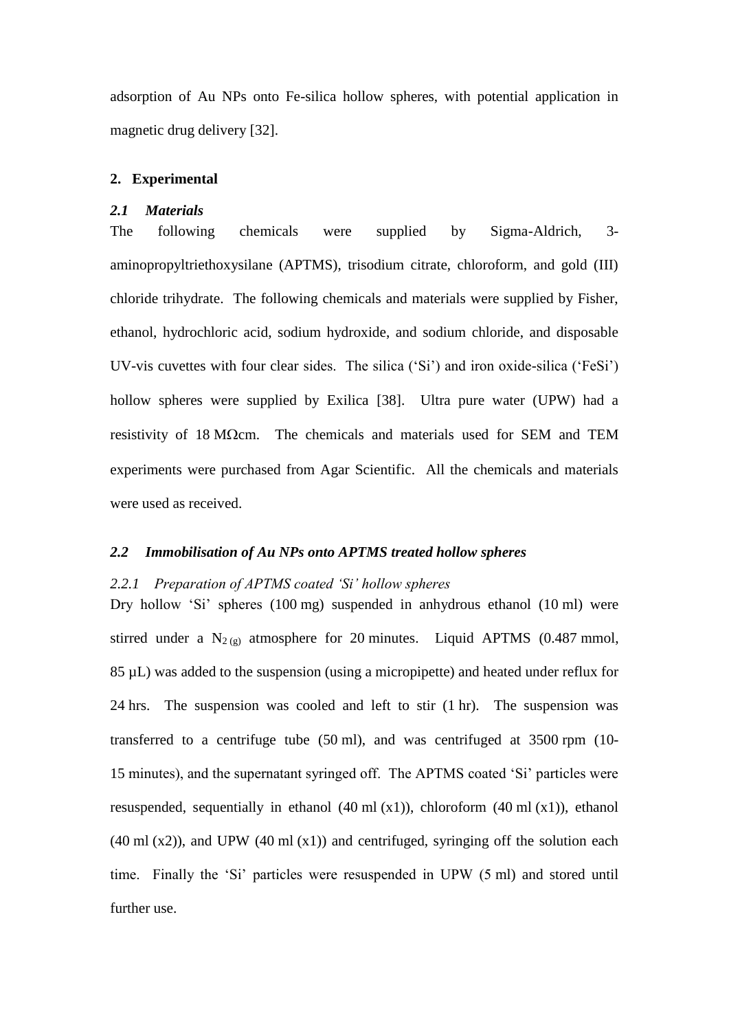adsorption of Au NPs onto Fe-silica hollow spheres, with potential application in magnetic drug delivery [32].

## 2. Experimental

### *2.1 Materials*

The following chemicals were supplied by Sigma-Aldrich, 3-aminopropyltriethoxysilane (APTMS), trisodium citrate, chloroform, and gold (III) chloride trihydrate. The following chemicals and materials were supplied by Fisher, ethanol, hydrochloric acid, sodium hydroxide, and sodium chloride, and disposable UV-vis cuvettes with four clear sides. The silica ('Si') and iron oxide-silica ('FeSi') hollow spheres were supplied by Exilica [38]. Ultra pure water (UPW) had a resistivity of 18 MΩcm. The chemicals and materials used for SEM and TEM experiments were purchased from Agar Scientific. All the chemicals and materials were used as received.

### *2.2 Immobilisation of Au NPs onto APTMS treated hollow spheres*

#### *2.2.1 Preparation of APTMS coated 'Si' hollow spheres*

Dry hollow 'Si' spheres (100 mg) suspended in anhydrous ethanol (10 ml) were stirred under a $N_{2\,(g)}$ atmosphere for 20 minutes. Liquid APTMS (0.487 mmol, 85 µL) was added to the suspension (using a micropipette) and heated under reflux for 24 hrs. The suspension was cooled and left to stir (1 hr). The suspension was transferred to a centrifuge tube (50 ml), and was centrifuged at 3500 rpm (10-15 minutes), and the supernatant syringed off. The APTMS coated 'Si' particles were resuspended, sequentially in ethanol (40 ml (x1)), chloroform (40 ml (x1)), ethanol (40 ml (x2)), and UPW (40 ml (x1)) and centrifuged, syringing off the solution each time. Finally the 'Si' particles were resuspended in UPW (5 ml) and stored until further use.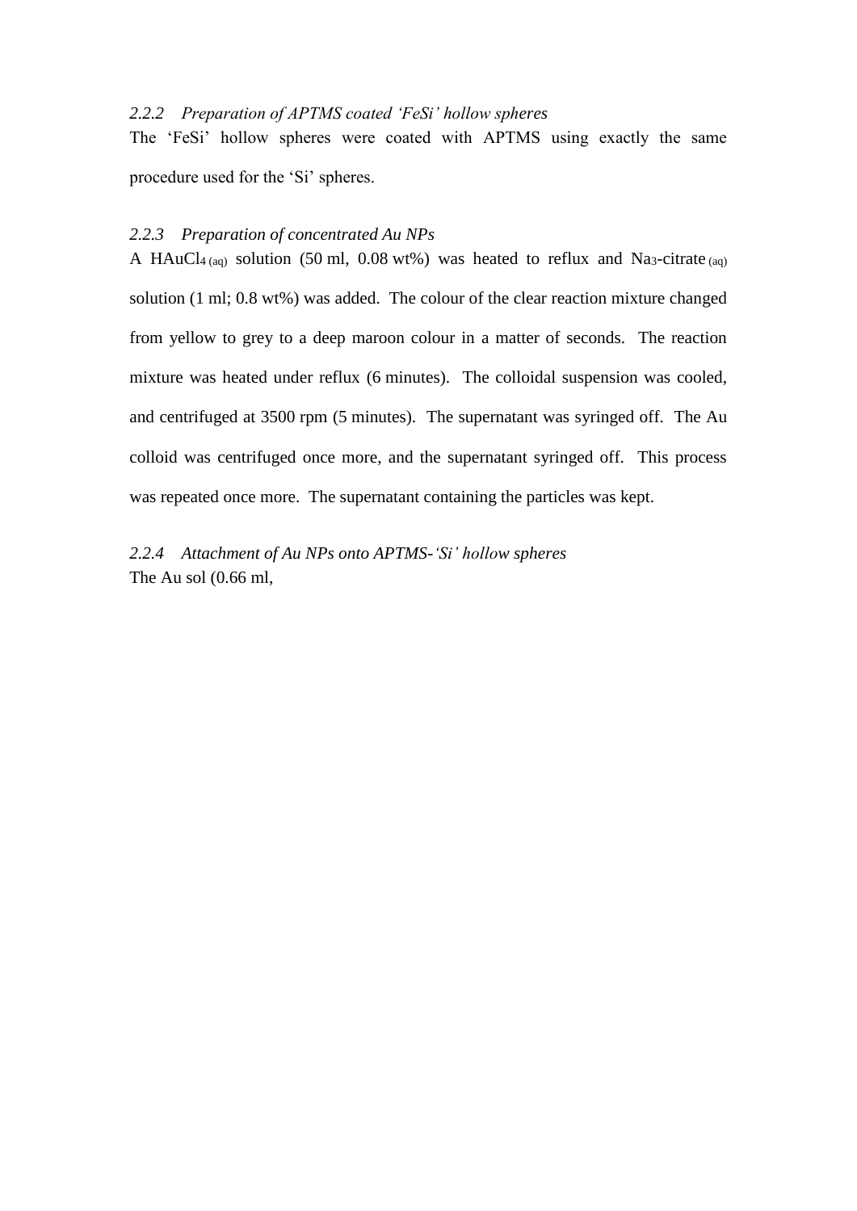### *2.2.2 Preparation of APTMS coated 'FeSi' hollow spheres*

The 'FeSi' hollow spheres were coated with APTMS using exactly the same procedure used for the 'Si' spheres.

### *2.2.3 Preparation of concentrated Au NPs*

A $HAuCl_{4\,(aq)}$ solution (50 ml, 0.08 wt%) was heated to reflux and $Na_3$-citrate $_{(aq)}$ solution (1 ml; 0.8 wt%) was added. The colour of the clear reaction mixture changed from yellow to grey to a deep maroon colour in a matter of seconds. The reaction mixture was heated under reflux (6 minutes). The colloidal suspension was cooled, and centrifuged at 3500 rpm (5 minutes). The supernatant was syringed off. The Au colloid was centrifuged once more, and the supernatant syringed off. This process was repeated once more. The supernatant containing the particles was kept.

### *2.2.4 Attachment of Au NPs onto APTMS-'Si' hollow spheres*

The Au sol (0.66 ml,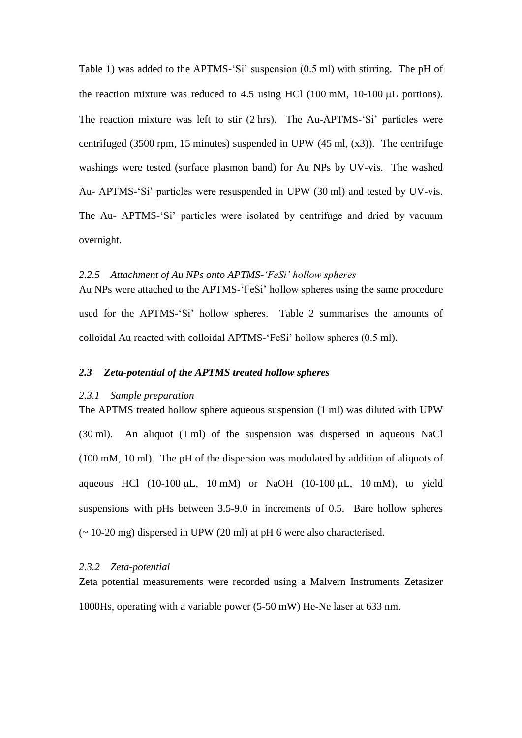Table 1) was added to the APTMS-‘Si’ suspension (0.5 ml) with stirring. The pH of the reaction mixture was reduced to 4.5 using HCl (100 mM, 10-100 μL portions). The reaction mixture was left to stir (2 hrs). The Au-APTMS-‘Si’ particles were centrifuged (3500 rpm, 15 minutes) suspended in UPW (45 ml, (x3)). The centrifuge washings were tested (surface plasmon band) for Au NPs by UV-vis. The washed Au- APTMS-‘Si’ particles were resuspended in UPW (30 ml) and tested by UV-vis. The Au- APTMS-‘Si’ particles were isolated by centrifuge and dried by vacuum overnight.

#### *2.2.5 Attachment of Au NPs onto APTMS-‘FeSi’ hollow spheres*

Au NPs were attached to the APTMS-‘FeSi’ hollow spheres using the same procedure used for the APTMS-‘Si’ hollow spheres. Table 2 summarises the amounts of colloidal Au reacted with colloidal APTMS-‘FeSi’ hollow spheres (0.5 ml).

### *2.3 Zeta-potential of the APTMS treated hollow spheres*

#### *2.3.1 Sample preparation*

The APTMS treated hollow sphere aqueous suspension (1 ml) was diluted with UPW (30 ml). An aliquot (1 ml) of the suspension was dispersed in aqueous NaCl (100 mM, 10 ml). The pH of the dispersion was modulated by addition of aliquots of aqueous HCl (10-100 μL, 10 mM) or NaOH (10-100 μL, 10 mM), to yield suspensions with pHs between 3.5-9.0 in increments of 0.5. Bare hollow spheres (~ 10-20 mg) dispersed in UPW (20 ml) at pH 6 were also characterised.

#### *2.3.2 Zeta-potential*

Zeta potential measurements were recorded using a Malvern Instruments Zetasizer 1000Hs, operating with a variable power (5-50 mW) He-Ne laser at 633 nm.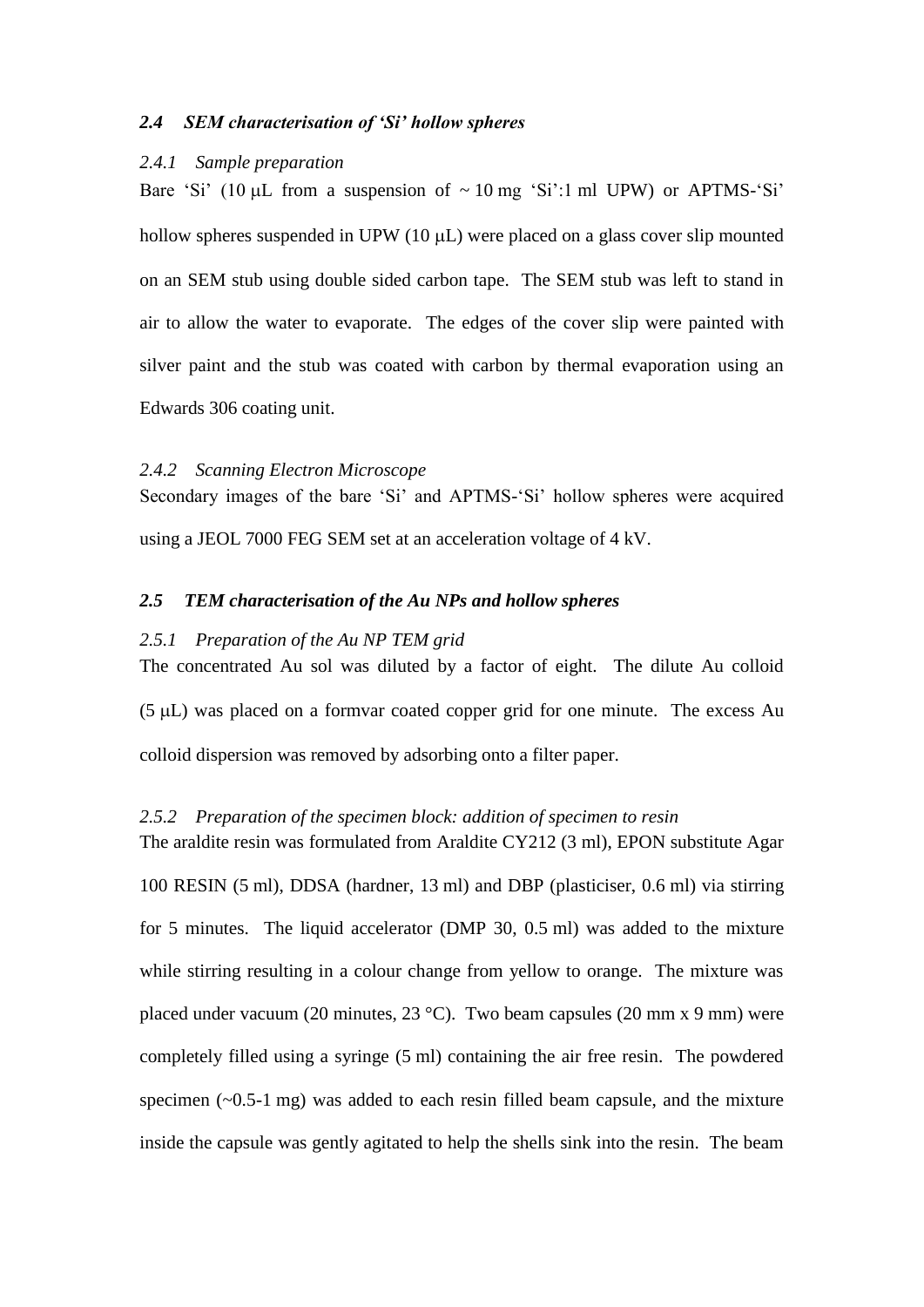### *2.4 SEM characterisation of 'Si' hollow spheres*

#### *2.4.1 Sample preparation*

Bare 'Si' (10 μL from a suspension of ~ 10 mg 'Si':1 ml UPW) or APTMS-'Si' hollow spheres suspended in UPW (10 μL) were placed on a glass cover slip mounted on an SEM stub using double sided carbon tape. The SEM stub was left to stand in air to allow the water to evaporate. The edges of the cover slip were painted with silver paint and the stub was coated with carbon by thermal evaporation using an Edwards 306 coating unit.

#### *2.4.2 Scanning Electron Microscope*

Secondary images of the bare 'Si' and APTMS-'Si' hollow spheres were acquired using a JEOL 7000 FEG SEM set at an acceleration voltage of 4 kV.

### *2.5 TEM characterisation of the Au NPs and hollow spheres*

#### *2.5.1 Preparation of the Au NP TEM grid*

The concentrated Au sol was diluted by a factor of eight. The dilute Au colloid (5 μL) was placed on a formvar coated copper grid for one minute. The excess Au colloid dispersion was removed by adsorbing onto a filter paper.

#### *2.5.2 Preparation of the specimen block: addition of specimen to resin*

The araldite resin was formulated from Araldite CY212 (3 ml), EPON substitute Agar 100 RESIN (5 ml), DDSA (hardner, 13 ml) and DBP (plasticiser, 0.6 ml) via stirring for 5 minutes. The liquid accelerator (DMP 30, 0.5 ml) was added to the mixture while stirring resulting in a colour change from yellow to orange. The mixture was placed under vacuum (20 minutes, 23 °C). Two beam capsules (20 mm x 9 mm) were completely filled using a syringe (5 ml) containing the air free resin. The powdered specimen (~0.5-1 mg) was added to each resin filled beam capsule, and the mixture inside the capsule was gently agitated to help the shells sink into the resin. The beam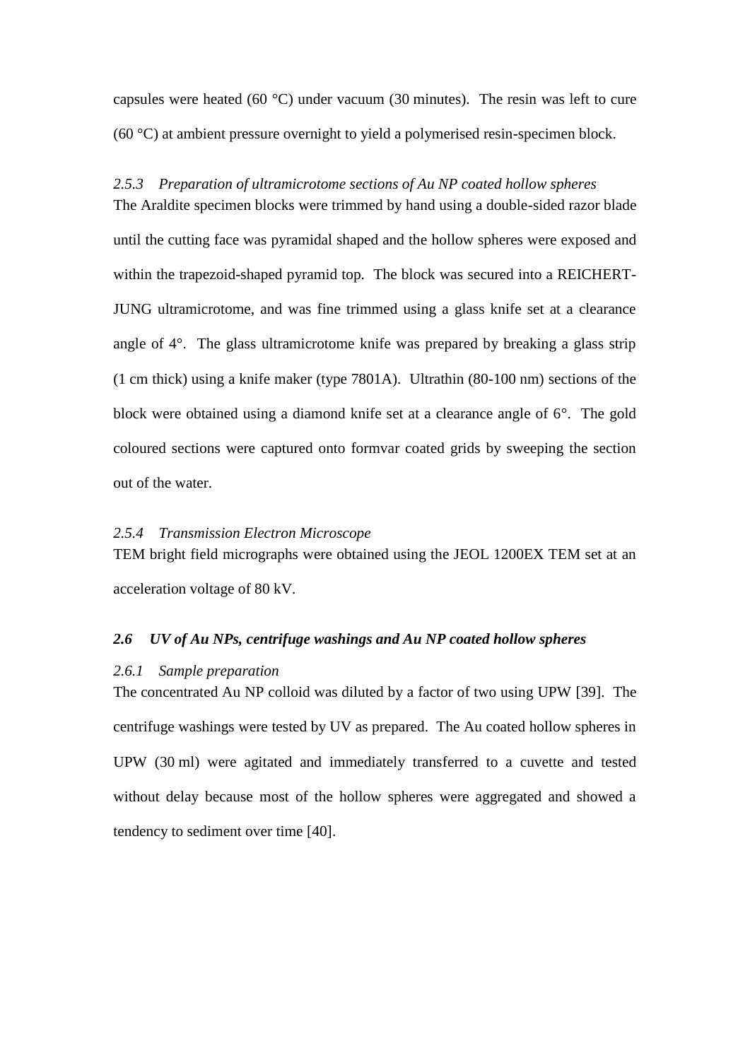capsules were heated (60 °C) under vacuum (30 minutes). The resin was left to cure (60 °C) at ambient pressure overnight to yield a polymerised resin-specimen block.

*2.5.3 Preparation of ultramicrotome sections of Au NP coated hollow spheres*

The Araldite specimen blocks were trimmed by hand using a double-sided razor blade until the cutting face was pyramidal shaped and the hollow spheres were exposed and within the trapezoid-shaped pyramid top. The block was secured into a REICHERT-JUNG ultramicrotome, and was fine trimmed using a glass knife set at a clearance angle of 4°. The glass ultramicrotome knife was prepared by breaking a glass strip (1 cm thick) using a knife maker (type 7801A). Ultrathin (80-100 nm) sections of the block were obtained using a diamond knife set at a clearance angle of 6°. The gold coloured sections were captured onto formvar coated grids by sweeping the section out of the water.

*2.5.4 Transmission Electron Microscope*

TEM bright field micrographs were obtained using the JEOL 1200EX TEM set at an acceleration voltage of 80 kV.

### *2.6 UV of Au NPs, centrifuge washings and Au NP coated hollow spheres*

*2.6.1 Sample preparation*

The concentrated Au NP colloid was diluted by a factor of two using UPW [39]. The centrifuge washings were tested by UV as prepared. The Au coated hollow spheres in UPW (30 ml) were agitated and immediately transferred to a cuvette and tested without delay because most of the hollow spheres were aggregated and showed a tendency to sediment over time [40].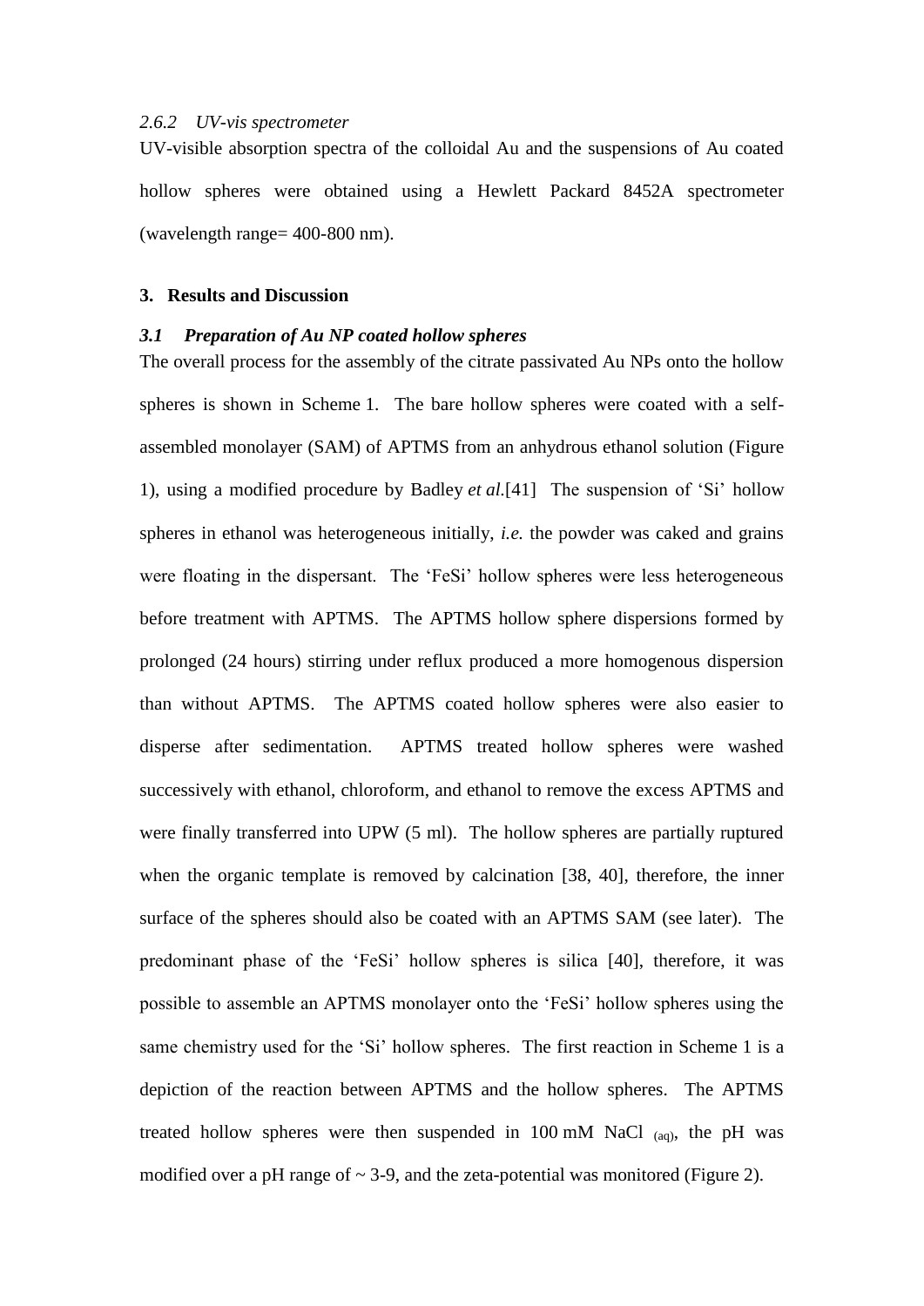*2.6.2 UV-vis spectrometer*

UV-visible absorption spectra of the colloidal Au and the suspensions of Au coated hollow spheres were obtained using a Hewlett Packard 8452A spectrometer (wavelength range= 400-800 nm).

## 3. Results and Discussion

### *3.1 Preparation of Au NP coated hollow spheres*

The overall process for the assembly of the citrate passivated Au NPs onto the hollow spheres is shown in Scheme 1. The bare hollow spheres were coated with a self-assembled monolayer (SAM) of APTMS from an anhydrous ethanol solution (Figure 1), using a modified procedure by Badley *et al.*[41] The suspension of 'Si' hollow spheres in ethanol was heterogeneous initially, *i.e.* the powder was caked and grains were floating in the dispersant. The 'FeSi' hollow spheres were less heterogeneous before treatment with APTMS. The APTMS hollow sphere dispersions formed by prolonged (24 hours) stirring under reflux produced a more homogenous dispersion than without APTMS. The APTMS coated hollow spheres were also easier to disperse after sedimentation. APTMS treated hollow spheres were washed successively with ethanol, chloroform, and ethanol to remove the excess APTMS and were finally transferred into UPW (5 ml). The hollow spheres are partially ruptured when the organic template is removed by calcination [38, 40], therefore, the inner surface of the spheres should also be coated with an APTMS SAM (see later). The predominant phase of the 'FeSi' hollow spheres is silica [40], therefore, it was possible to assemble an APTMS monolayer onto the 'FeSi' hollow spheres using the same chemistry used for the 'Si' hollow spheres. The first reaction in Scheme 1 is a depiction of the reaction between APTMS and the hollow spheres. The APTMS treated hollow spheres were then suspended in 100 mM $NaCl_{(aq)}$, the pH was modified over a pH range of ~ 3-9, and the zeta-potential was monitored (Figure 2).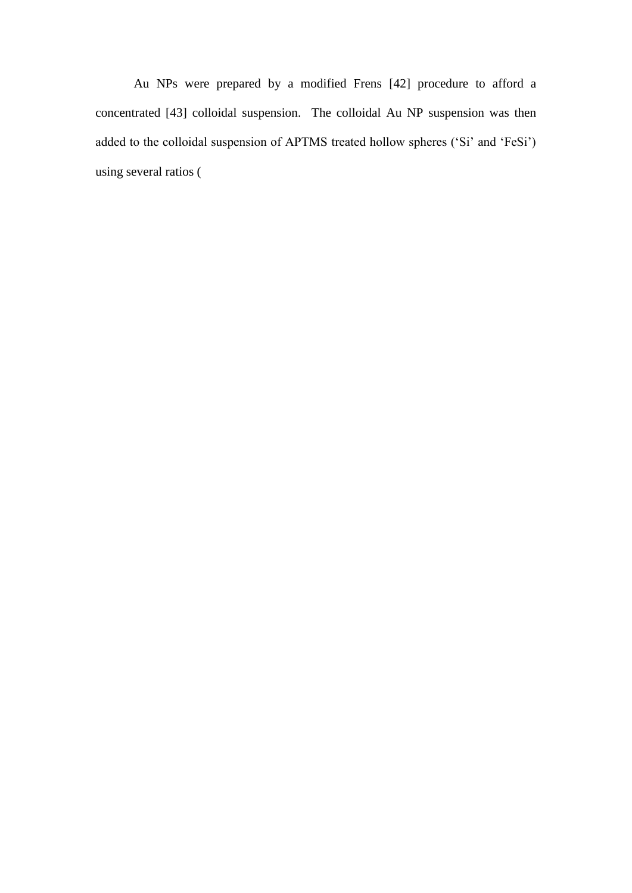Au NPs were prepared by a modified Frens [42] procedure to afford a concentrated [43] colloidal suspension. The colloidal Au NP suspension was then added to the colloidal suspension of APTMS treated hollow spheres ('Si' and 'FeSi') using several ratios (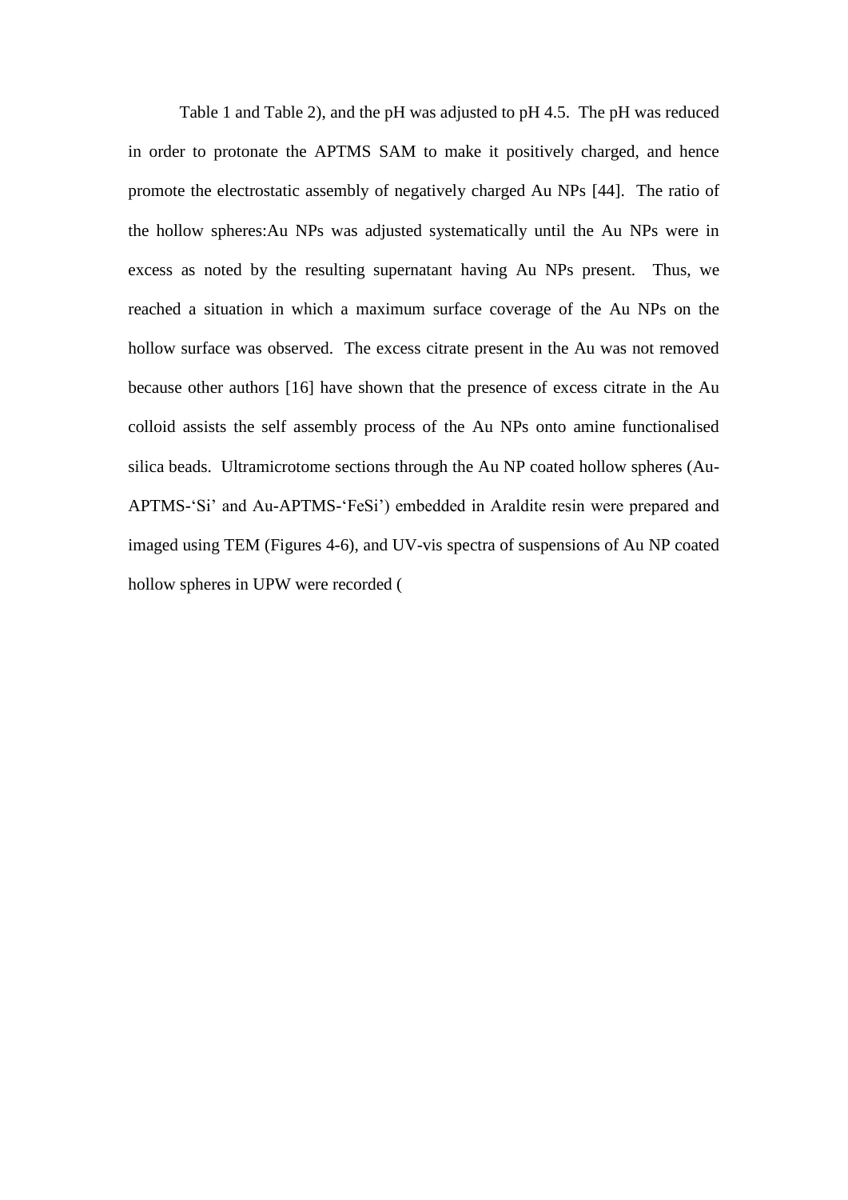Table 1 and Table 2), and the pH was adjusted to pH 4.5. The pH was reduced in order to protonate the APTMS SAM to make it positively charged, and hence promote the electrostatic assembly of negatively charged Au NPs [44]. The ratio of the hollow spheres:Au NPs was adjusted systematically until the Au NPs were in excess as noted by the resulting supernatant having Au NPs present. Thus, we reached a situation in which a maximum surface coverage of the Au NPs on the hollow surface was observed. The excess citrate present in the Au was not removed because other authors [16] have shown that the presence of excess citrate in the Au colloid assists the self assembly process of the Au NPs onto amine functionalised silica beads. Ultramicrotome sections through the Au NP coated hollow spheres (Au-APTMS-'Si' and Au-APTMS-'FeSi') embedded in Araldite resin were prepared and imaged using TEM (Figures 4-6), and UV-vis spectra of suspensions of Au NP coated hollow spheres in UPW were recorded (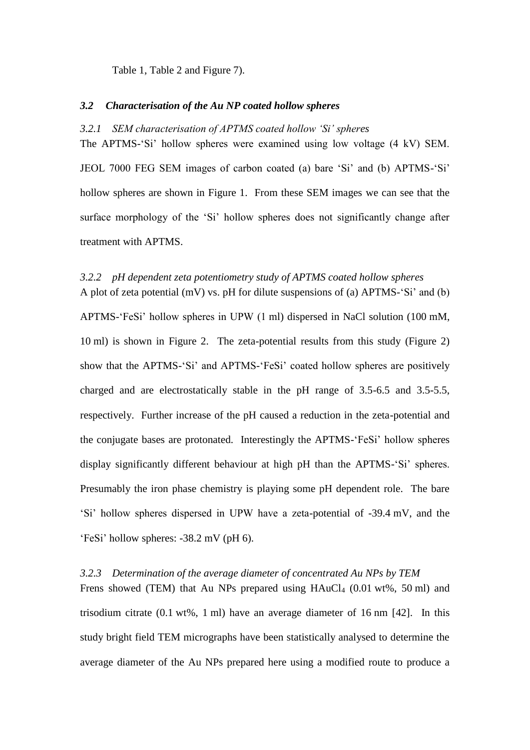Table 1, Table 2 and Figure 7).

## *3.2 Characterisation of the Au NP coated hollow spheres*

### *3.2.1 SEM characterisation of APTMS coated hollow 'Si' spheres*

The APTMS-'Si' hollow spheres were examined using low voltage (4 kV) SEM. JEOL 7000 FEG SEM images of carbon coated (a) bare 'Si' and (b) APTMS-'Si' hollow spheres are shown in Figure 1. From these SEM images we can see that the surface morphology of the 'Si' hollow spheres does not significantly change after treatment with APTMS.

### *3.2.2 pH dependent zeta potentiometry study of APTMS coated hollow spheres*

A plot of zeta potential (mV) vs. pH for dilute suspensions of (a) APTMS-'Si' and (b) APTMS-'FeSi' hollow spheres in UPW (1 ml) dispersed in NaCl solution (100 mM, 10 ml) is shown in Figure 2. The zeta-potential results from this study (Figure 2) show that the APTMS-'Si' and APTMS-'FeSi' coated hollow spheres are positively charged and are electrostatically stable in the pH range of 3.5-6.5 and 3.5-5.5, respectively. Further increase of the pH caused a reduction in the zeta-potential and the conjugate bases are protonated. Interestingly the APTMS-'FeSi' hollow spheres display significantly different behaviour at high pH than the APTMS-'Si' spheres. Presumably the iron phase chemistry is playing some pH dependent role. The bare 'Si' hollow spheres dispersed in UPW have a zeta-potential of -39.4 mV, and the 'FeSi' hollow spheres: -38.2 mV (pH 6).

### *3.2.3 Determination of the average diameter of concentrated Au NPs by TEM*

Frens showed (TEM) that Au NPs prepared using $HAuCl_4$ (0.01 wt%, 50 ml) and trisodium citrate (0.1 wt%, 1 ml) have an average diameter of 16 nm [42]. In this study bright field TEM micrographs have been statistically analysed to determine the average diameter of the Au NPs prepared here using a modified route to produce a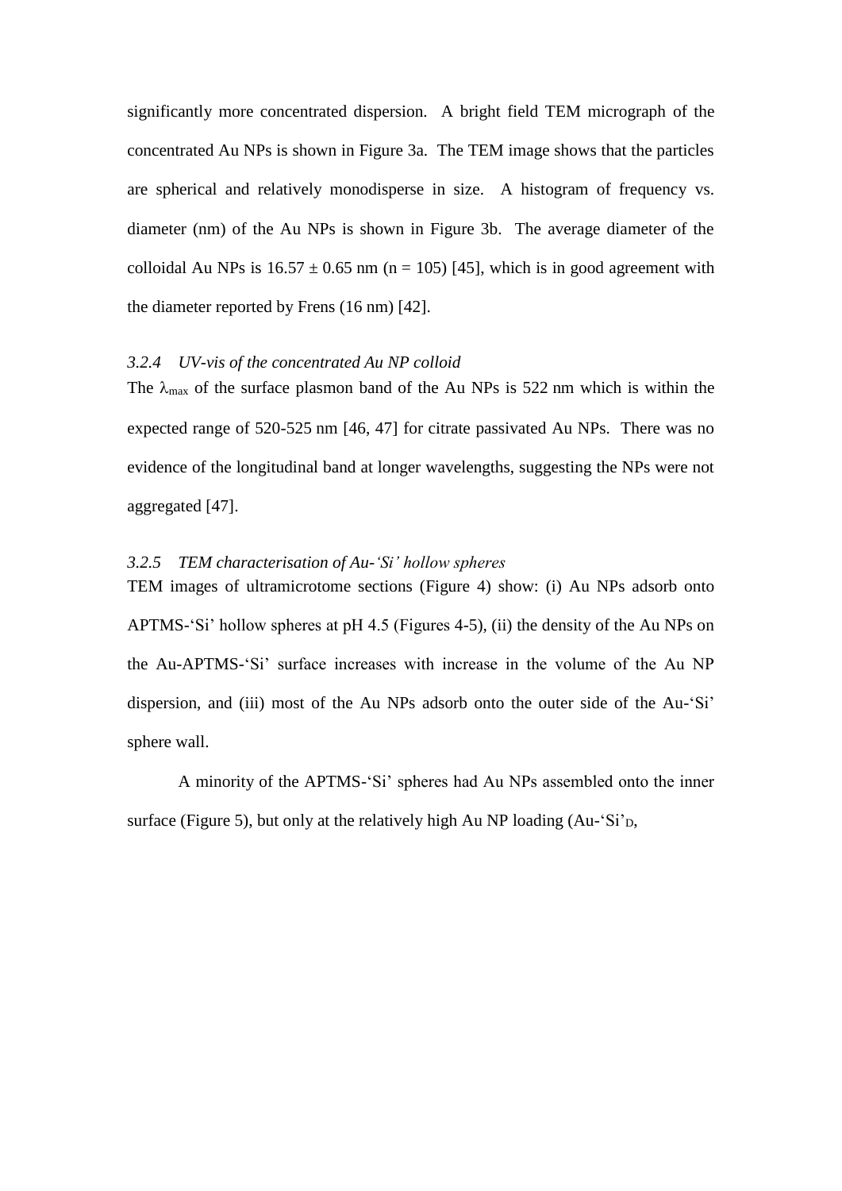significantly more concentrated dispersion. A bright field TEM micrograph of the concentrated Au NPs is shown in Figure 3a. The TEM image shows that the particles are spherical and relatively monodisperse in size. A histogram of frequency vs. diameter (nm) of the Au NPs is shown in Figure 3b. The average diameter of the colloidal Au NPs is 16.57 ± 0.65 nm (n = 105) [45], which is in good agreement with the diameter reported by Frens (16 nm) [42].

### *3.2.4 UV-vis of the concentrated Au NP colloid*

The $\lambda_{max}$ of the surface plasmon band of the Au NPs is 522 nm which is within the expected range of 520-525 nm [46, 47] for citrate passivated Au NPs. There was no evidence of the longitudinal band at longer wavelengths, suggesting the NPs were not aggregated [47].

### *3.2.5 TEM characterisation of Au-'Si' hollow spheres*

TEM images of ultramicrotome sections (Figure 4) show: (i) Au NPs adsorb onto APTMS-'Si' hollow spheres at pH 4.5 (Figures 4-5), (ii) the density of the Au NPs on the Au-APTMS-'Si' surface increases with increase in the volume of the Au NP dispersion, and (iii) most of the Au NPs adsorb onto the outer side of the Au-'Si' sphere wall.

A minority of the APTMS-'Si' spheres had Au NPs assembled onto the inner surface (Figure 5), but only at the relatively high Au NP loading (Au-'Si'$_D$,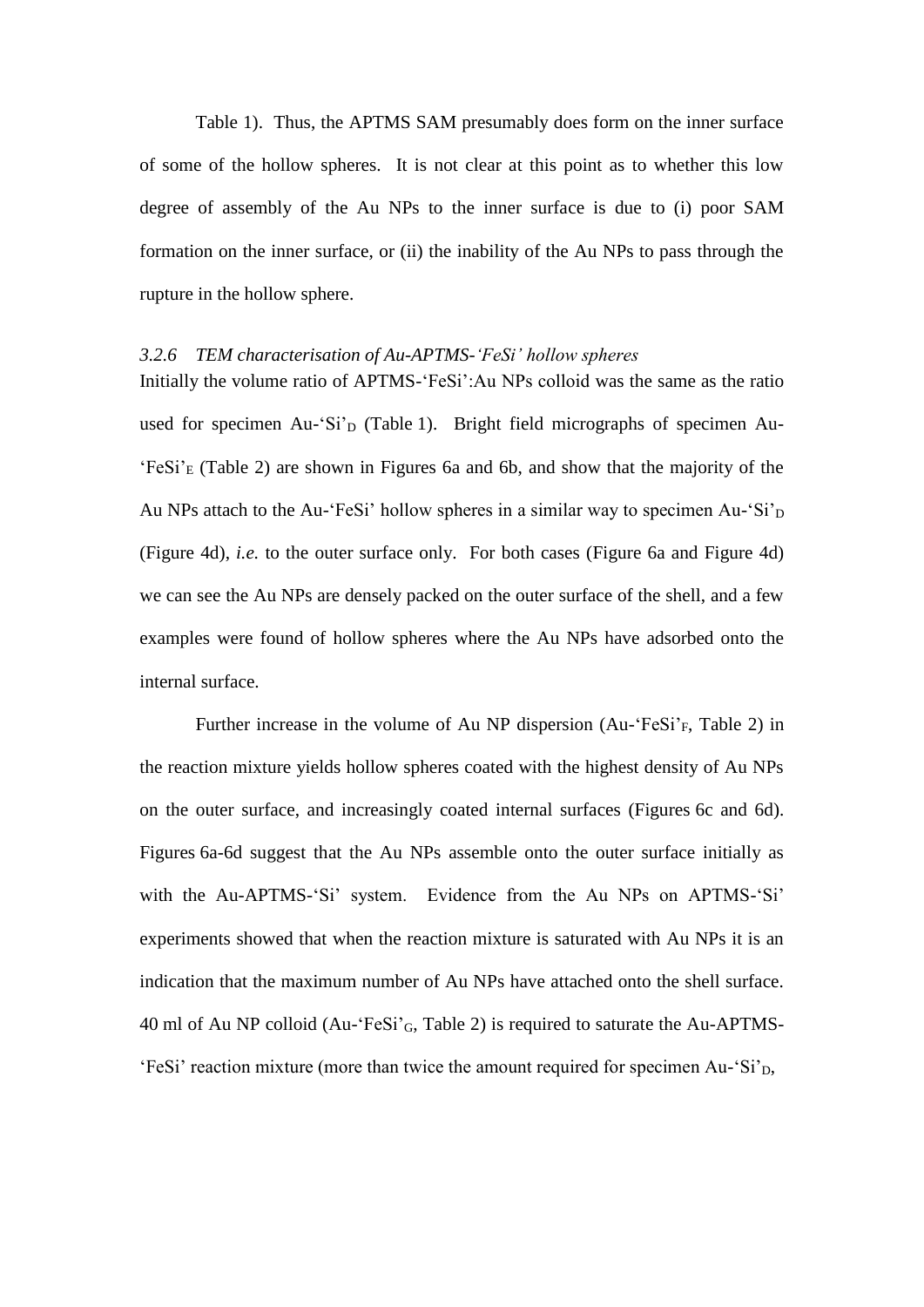Table 1). Thus, the APTMS SAM presumably does form on the inner surface of some of the hollow spheres. It is not clear at this point as to whether this low degree of assembly of the Au NPs to the inner surface is due to (i) poor SAM formation on the inner surface, or (ii) the inability of the Au NPs to pass through the rupture in the hollow sphere.

### *3.2.6 TEM characterisation of Au-APTMS-'FeSi' hollow spheres*

Initially the volume ratio of APTMS-'FeSi':Au NPs colloid was the same as the ratio used for specimen Au-'Si'$_D$ (Table 1). Bright field micrographs of specimen Au-'FeSi'$_E$ (Table 2) are shown in Figures 6a and 6b, and show that the majority of the Au NPs attach to the Au-'FeSi' hollow spheres in a similar way to specimen Au-'Si'$_D$ (Figure 4d), *i.e.* to the outer surface only. For both cases (Figure 6a and Figure 4d) we can see the Au NPs are densely packed on the outer surface of the shell, and a few examples were found of hollow spheres where the Au NPs have adsorbed onto the internal surface.

Further increase in the volume of Au NP dispersion (Au-'FeSi'$_F$, Table 2) in the reaction mixture yields hollow spheres coated with the highest density of Au NPs on the outer surface, and increasingly coated internal surfaces (Figures 6c and 6d). Figures 6a-6d suggest that the Au NPs assemble onto the outer surface initially as with the Au-APTMS-'Si' system. Evidence from the Au NPs on APTMS-'Si' experiments showed that when the reaction mixture is saturated with Au NPs it is an indication that the maximum number of Au NPs have attached onto the shell surface. 40 ml of Au NP colloid (Au-'FeSi'$_G$, Table 2) is required to saturate the Au-APTMS-'FeSi' reaction mixture (more than twice the amount required for specimen Au-'Si'$_D$,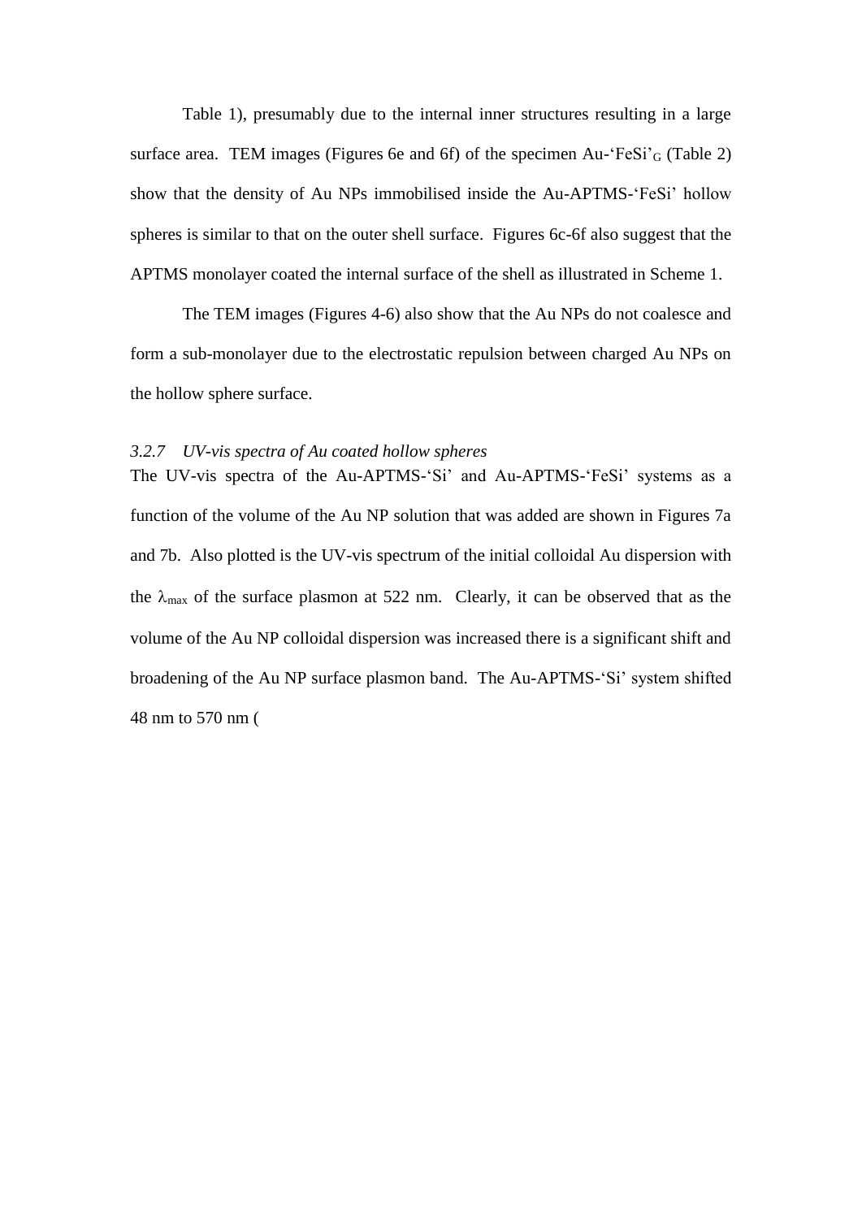Table 1), presumably due to the internal inner structures resulting in a large surface area. TEM images (Figures 6e and 6f) of the specimen Au-'FeSi'$_G$ (Table 2) show that the density of Au NPs immobilised inside the Au-APTMS-'FeSi' hollow spheres is similar to that on the outer shell surface. Figures 6c-6f also suggest that the APTMS monolayer coated the internal surface of the shell as illustrated in Scheme 1.

The TEM images (Figures 4-6) also show that the Au NPs do not coalesce and form a sub-monolayer due to the electrostatic repulsion between charged Au NPs on the hollow sphere surface.

### *3.2.7 UV-vis spectra of Au coated hollow spheres*

The UV-vis spectra of the Au-APTMS-'Si' and Au-APTMS-'FeSi' systems as a function of the volume of the Au NP solution that was added are shown in Figures 7a and 7b. Also plotted is the UV-vis spectrum of the initial colloidal Au dispersion with the $\lambda_{max}$ of the surface plasmon at 522 nm. Clearly, it can be observed that as the volume of the Au NP colloidal dispersion was increased there is a significant shift and broadening of the Au NP surface plasmon band. The Au-APTMS-'Si' system shifted 48 nm to 570 nm (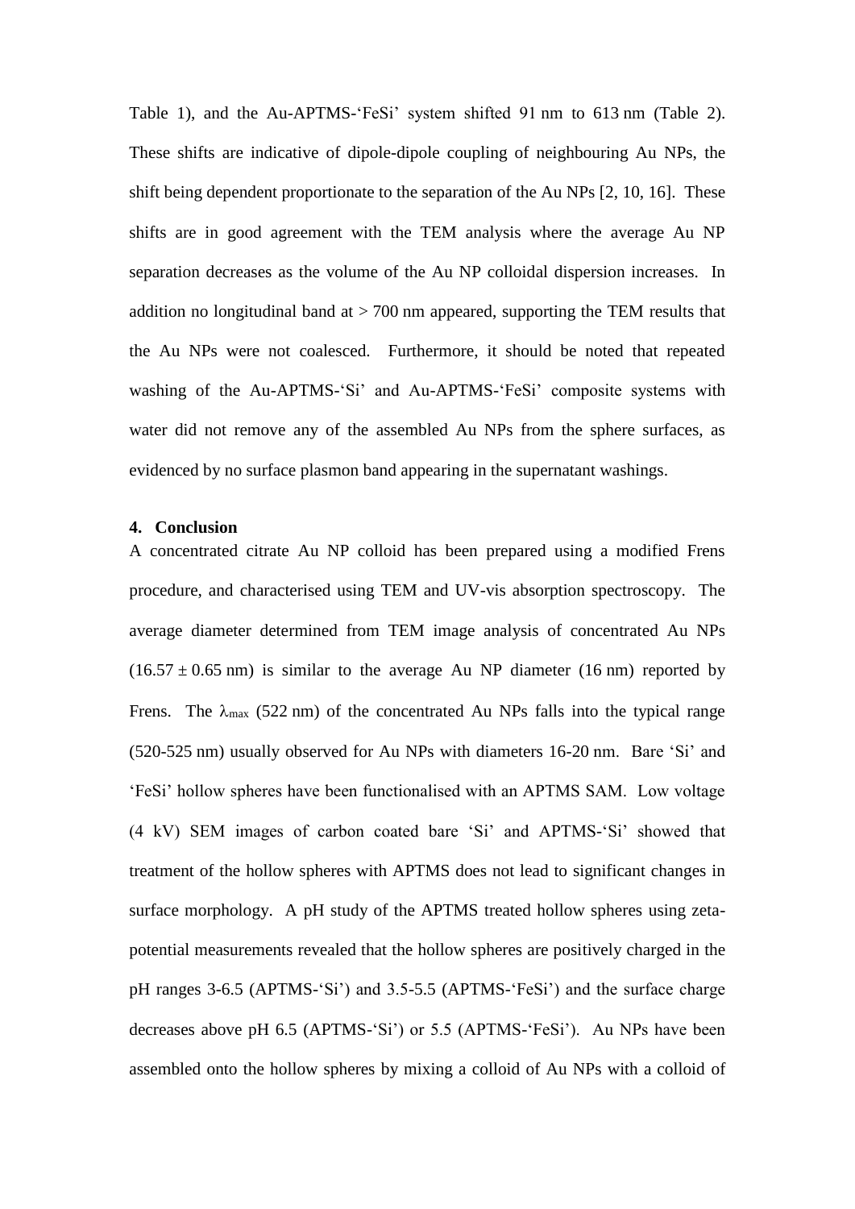Table 1), and the Au-APTMS-'FeSi' system shifted 91 nm to 613 nm (Table 2). These shifts are indicative of dipole-dipole coupling of neighbouring Au NPs, the shift being dependent proportionate to the separation of the Au NPs [2, 10, 16]. These shifts are in good agreement with the TEM analysis where the average Au NP separation decreases as the volume of the Au NP colloidal dispersion increases. In addition no longitudinal band at > 700 nm appeared, supporting the TEM results that the Au NPs were not coalesced. Furthermore, it should be noted that repeated washing of the Au-APTMS-'Si' and Au-APTMS-'FeSi' composite systems with water did not remove any of the assembled Au NPs from the sphere surfaces, as evidenced by no surface plasmon band appearing in the supernatant washings.

## 4. Conclusion

A concentrated citrate Au NP colloid has been prepared using a modified Frens procedure, and characterised using TEM and UV-vis absorption spectroscopy. The average diameter determined from TEM image analysis of concentrated Au NPs ($16.57 \pm 0.65$ nm) is similar to the average Au NP diameter (16 nm) reported by Frens. The $\lambda_{max}$ (522 nm) of the concentrated Au NPs falls into the typical range (520-525 nm) usually observed for Au NPs with diameters 16-20 nm. Bare 'Si' and 'FeSi' hollow spheres have been functionalised with an APTMS SAM. Low voltage (4 kV) SEM images of carbon coated bare 'Si' and APTMS-'Si' showed that treatment of the hollow spheres with APTMS does not lead to significant changes in surface morphology. A pH study of the APTMS treated hollow spheres using zeta-potential measurements revealed that the hollow spheres are positively charged in the pH ranges 3-6.5 (APTMS-'Si') and 3.5-5.5 (APTMS-'FeSi') and the surface charge decreases above pH 6.5 (APTMS-'Si') or 5.5 (APTMS-'FeSi'). Au NPs have been assembled onto the hollow spheres by mixing a colloid of Au NPs with a colloid of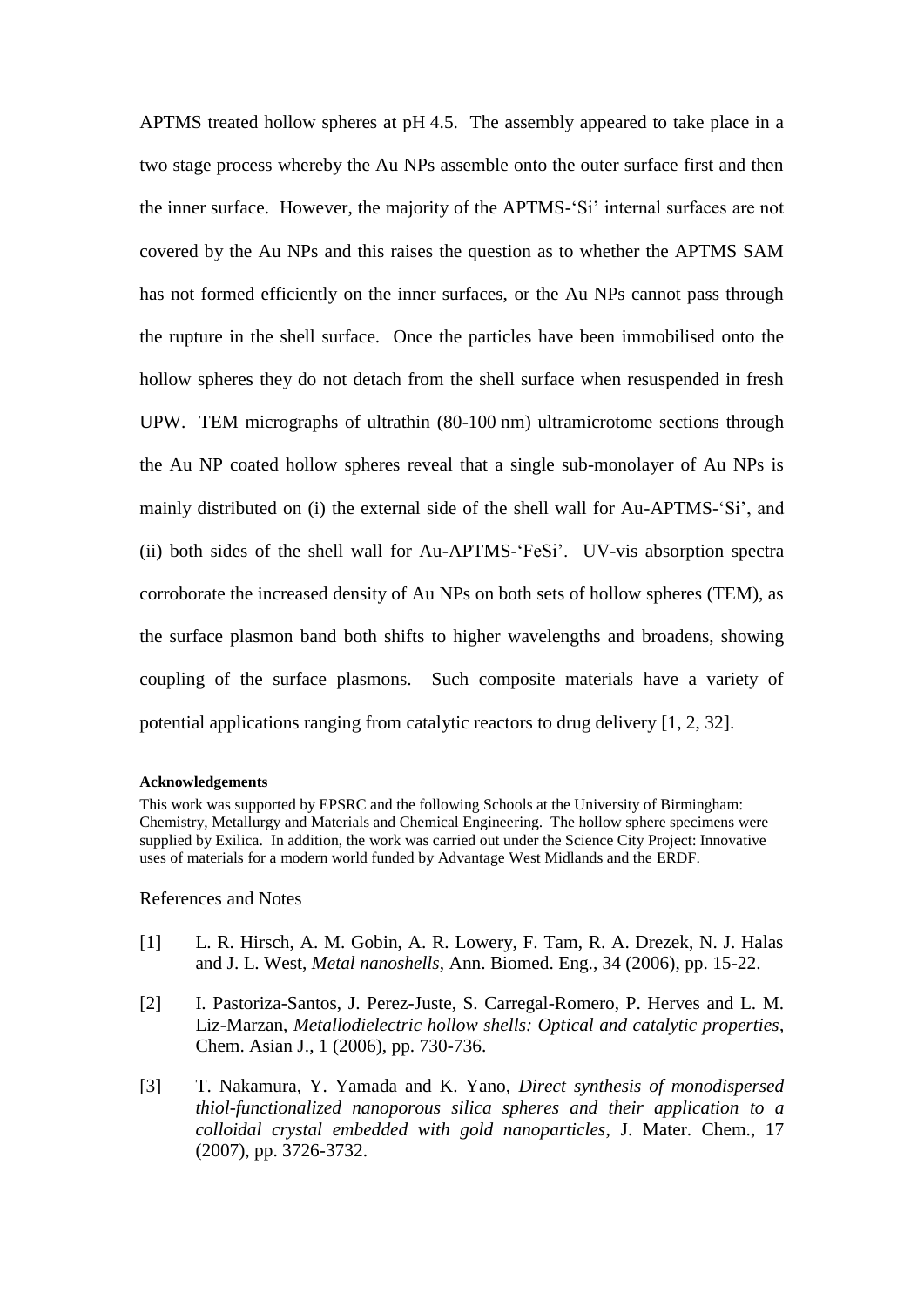APTMS treated hollow spheres at pH 4.5. The assembly appeared to take place in a two stage process whereby the Au NPs assemble onto the outer surface first and then the inner surface. However, the majority of the APTMS-'Si' internal surfaces are not covered by the Au NPs and this raises the question as to whether the APTMS SAM has not formed efficiently on the inner surfaces, or the Au NPs cannot pass through the rupture in the shell surface. Once the particles have been immobilised onto the hollow spheres they do not detach from the shell surface when resuspended in fresh UPW. TEM micrographs of ultrathin (80-100 nm) ultramicrotome sections through the Au NP coated hollow spheres reveal that a single sub-monolayer of Au NPs is mainly distributed on (i) the external side of the shell wall for Au-APTMS-'Si', and (ii) both sides of the shell wall for Au-APTMS-'FeSi'. UV-vis absorption spectra corroborate the increased density of Au NPs on both sets of hollow spheres (TEM), as the surface plasmon band both shifts to higher wavelengths and broadens, showing coupling of the surface plasmons. Such composite materials have a variety of potential applications ranging from catalytic reactors to drug delivery [1, 2, 32].

**Acknowledgements**

This work was supported by EPSRC and the following Schools at the University of Birmingham: Chemistry, Metallurgy and Materials and Chemical Engineering. The hollow sphere specimens were supplied by Exilica. In addition, the work was carried out under the Science City Project: Innovative uses of materials for a modern world funded by Advantage West Midlands and the ERDF.

## References and Notes

[1] L. R. Hirsch, A. M. Gobin, A. R. Lowery, F. Tam, R. A. Drezek, N. J. Halas and J. L. West, *Metal nanoshells*, Ann. Biomed. Eng., 34 (2006), pp. 15-22.

[2] I. Pastoriza-Santos, J. Perez-Juste, S. Carregal-Romero, P. Herves and L. M. Liz-Marzan, *Metallodielectric hollow shells: Optical and catalytic properties*, Chem. Asian J., 1 (2006), pp. 730-736.

[3] T. Nakamura, Y. Yamada and K. Yano, *Direct synthesis of monodispersed thiol-functionalized nanoporous silica spheres and their application to a colloidal crystal embedded with gold nanoparticles*, J. Mater. Chem., 17 (2007), pp. 3726-3732.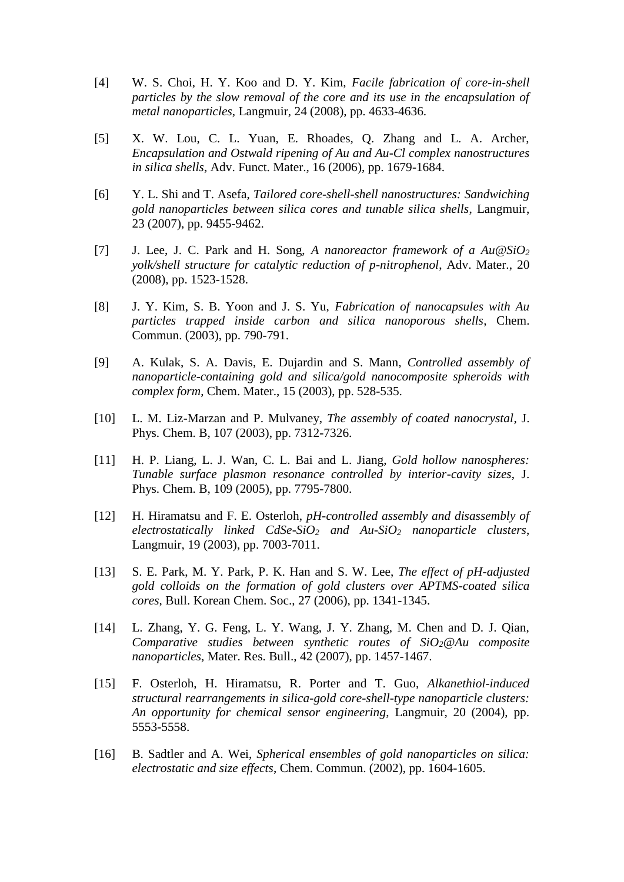[4] W. S. Choi, H. Y. Koo and D. Y. Kim, *Facile fabrication of core-in-shell particles by the slow removal of the core and its use in the encapsulation of metal nanoparticles*, Langmuir, 24 (2008), pp. 4633-4636.

[5] X. W. Lou, C. L. Yuan, E. Rhoades, Q. Zhang and L. A. Archer, *Encapsulation and Ostwald ripening of Au and Au-Cl complex nanostructures in silica shells*, Adv. Funct. Mater., 16 (2006), pp. 1679-1684.

[6] Y. L. Shi and T. Asefa, *Tailored core-shell-shell nanostructures: Sandwiching gold nanoparticles between silica cores and tunable silica shells*, Langmuir, 23 (2007), pp. 9455-9462.

[7] J. Lee, J. C. Park and H. Song, *A nanoreactor framework of a Au@$SiO_2$ yolk/shell structure for catalytic reduction of p-nitrophenol*, Adv. Mater., 20 (2008), pp. 1523-1528.

[8] J. Y. Kim, S. B. Yoon and J. S. Yu, *Fabrication of nanocapsules with Au particles trapped inside carbon and silica nanoporous shells*, Chem. Commun. (2003), pp. 790-791.

[9] A. Kulak, S. A. Davis, E. Dujardin and S. Mann, *Controlled assembly of nanoparticle-containing gold and silica/gold nanocomposite spheroids with complex form*, Chem. Mater., 15 (2003), pp. 528-535.

[10] L. M. Liz-Marzan and P. Mulvaney, *The assembly of coated nanocrystal*, J. Phys. Chem. B, 107 (2003), pp. 7312-7326.

[11] H. P. Liang, L. J. Wan, C. L. Bai and L. Jiang, *Gold hollow nanospheres: Tunable surface plasmon resonance controlled by interior-cavity sizes*, J. Phys. Chem. B, 109 (2005), pp. 7795-7800.

[12] H. Hiramatsu and F. E. Osterloh, *pH-controlled assembly and disassembly of electrostatically linked CdSe-$SiO_2$ and Au-$SiO_2$ nanoparticle clusters*, Langmuir, 19 (2003), pp. 7003-7011.

[13] S. E. Park, M. Y. Park, P. K. Han and S. W. Lee, *The effect of pH-adjusted gold colloids on the formation of gold clusters over APTMS-coated silica cores*, Bull. Korean Chem. Soc., 27 (2006), pp. 1341-1345.

[14] L. Zhang, Y. G. Feng, L. Y. Wang, J. Y. Zhang, M. Chen and D. J. Qian, *Comparative studies between synthetic routes of $SiO_2$@Au composite nanoparticles*, Mater. Res. Bull., 42 (2007), pp. 1457-1467.

[15] F. Osterloh, H. Hiramatsu, R. Porter and T. Guo, *Alkanethiol-induced structural rearrangements in silica-gold core-shell-type nanoparticle clusters: An opportunity for chemical sensor engineering*, Langmuir, 20 (2004), pp. 5553-5558.

[16] B. Sadtler and A. Wei, *Spherical ensembles of gold nanoparticles on silica: electrostatic and size effects*, Chem. Commun. (2002), pp. 1604-1605.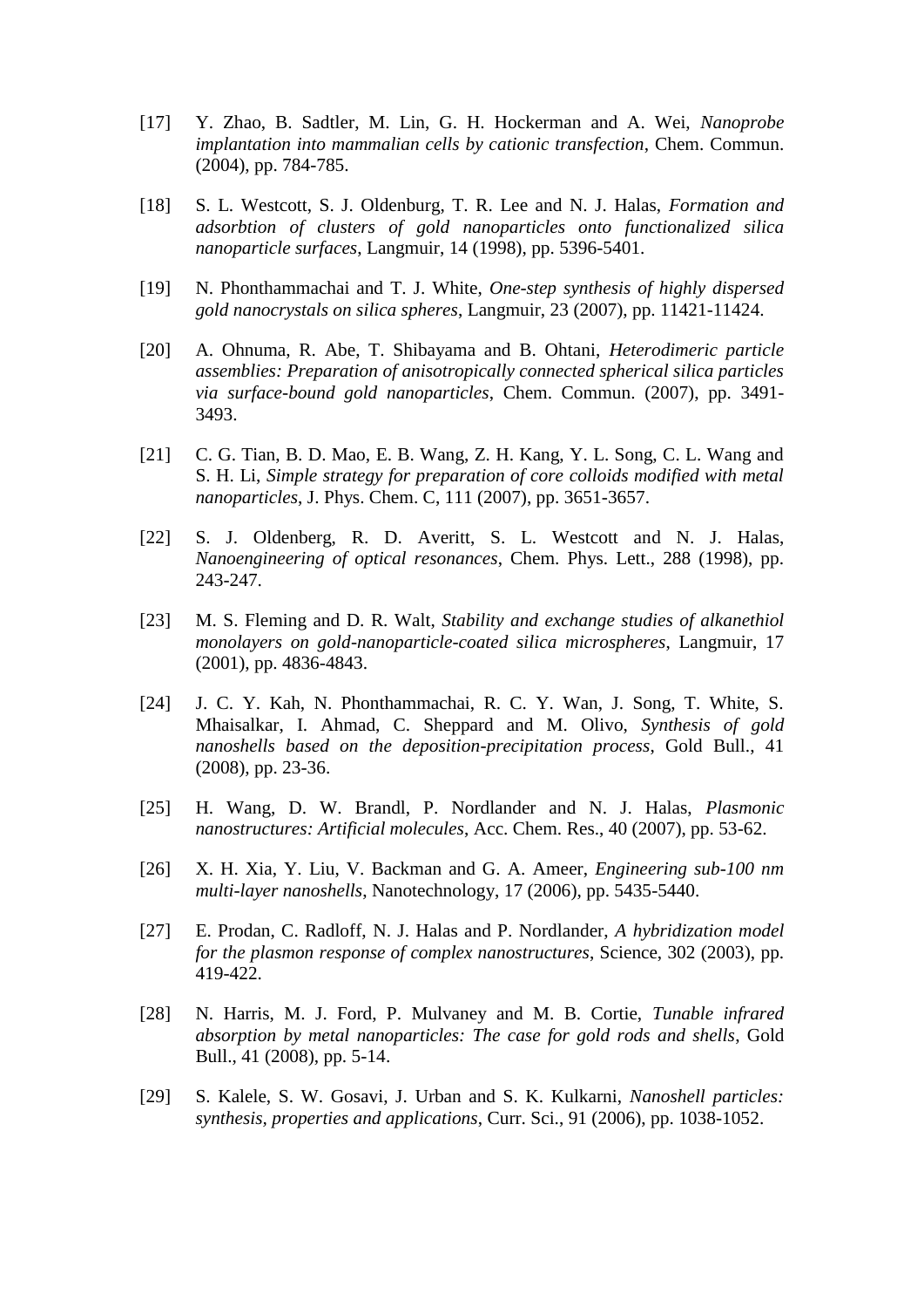[17] Y. Zhao, B. Sadtler, M. Lin, G. H. Hockerman and A. Wei, *Nanoprobe implantation into mammalian cells by cationic transfection*, Chem. Commun. (2004), pp. 784-785.

[18] S. L. Westcott, S. J. Oldenburg, T. R. Lee and N. J. Halas, *Formation and adsorbtion of clusters of gold nanoparticles onto functionalized silica nanoparticle surfaces*, Langmuir, 14 (1998), pp. 5396-5401.

[19] N. Phonthammachai and T. J. White, *One-step synthesis of highly dispersed gold nanocrystals on silica spheres*, Langmuir, 23 (2007), pp. 11421-11424.

[20] A. Ohnuma, R. Abe, T. Shibayama and B. Ohtani, *Heterodimeric particle assemblies: Preparation of anisotropically connected spherical silica particles via surface-bound gold nanoparticles*, Chem. Commun. (2007), pp. 3491-3493.

[21] C. G. Tian, B. D. Mao, E. B. Wang, Z. H. Kang, Y. L. Song, C. L. Wang and S. H. Li, *Simple strategy for preparation of core colloids modified with metal nanoparticles*, J. Phys. Chem. C, 111 (2007), pp. 3651-3657.

[22] S. J. Oldenberg, R. D. Averitt, S. L. Westcott and N. J. Halas, *Nanoengineering of optical resonances*, Chem. Phys. Lett., 288 (1998), pp. 243-247.

[23] M. S. Fleming and D. R. Walt, *Stability and exchange studies of alkanethiol monolayers on gold-nanoparticle-coated silica microspheres*, Langmuir, 17 (2001), pp. 4836-4843.

[24] J. C. Y. Kah, N. Phonthammachai, R. C. Y. Wan, J. Song, T. White, S. Mhaisalkar, I. Ahmad, C. Sheppard and M. Olivo, *Synthesis of gold nanoshells based on the deposition-precipitation process*, Gold Bull., 41 (2008), pp. 23-36.

[25] H. Wang, D. W. Brandl, P. Nordlander and N. J. Halas, *Plasmonic nanostructures: Artificial molecules*, Acc. Chem. Res., 40 (2007), pp. 53-62.

[26] X. H. Xia, Y. Liu, V. Backman and G. A. Ameer, *Engineering sub-100 nm multi-layer nanoshells*, Nanotechnology, 17 (2006), pp. 5435-5440.

[27] E. Prodan, C. Radloff, N. J. Halas and P. Nordlander, *A hybridization model for the plasmon response of complex nanostructures*, Science, 302 (2003), pp. 419-422.

[28] N. Harris, M. J. Ford, P. Mulvaney and M. B. Cortie, *Tunable infrared absorption by metal nanoparticles: The case for gold rods and shells*, Gold Bull., 41 (2008), pp. 5-14.

[29] S. Kalele, S. W. Gosavi, J. Urban and S. K. Kulkarni, *Nanoshell particles: synthesis, properties and applications*, Curr. Sci., 91 (2006), pp. 1038-1052.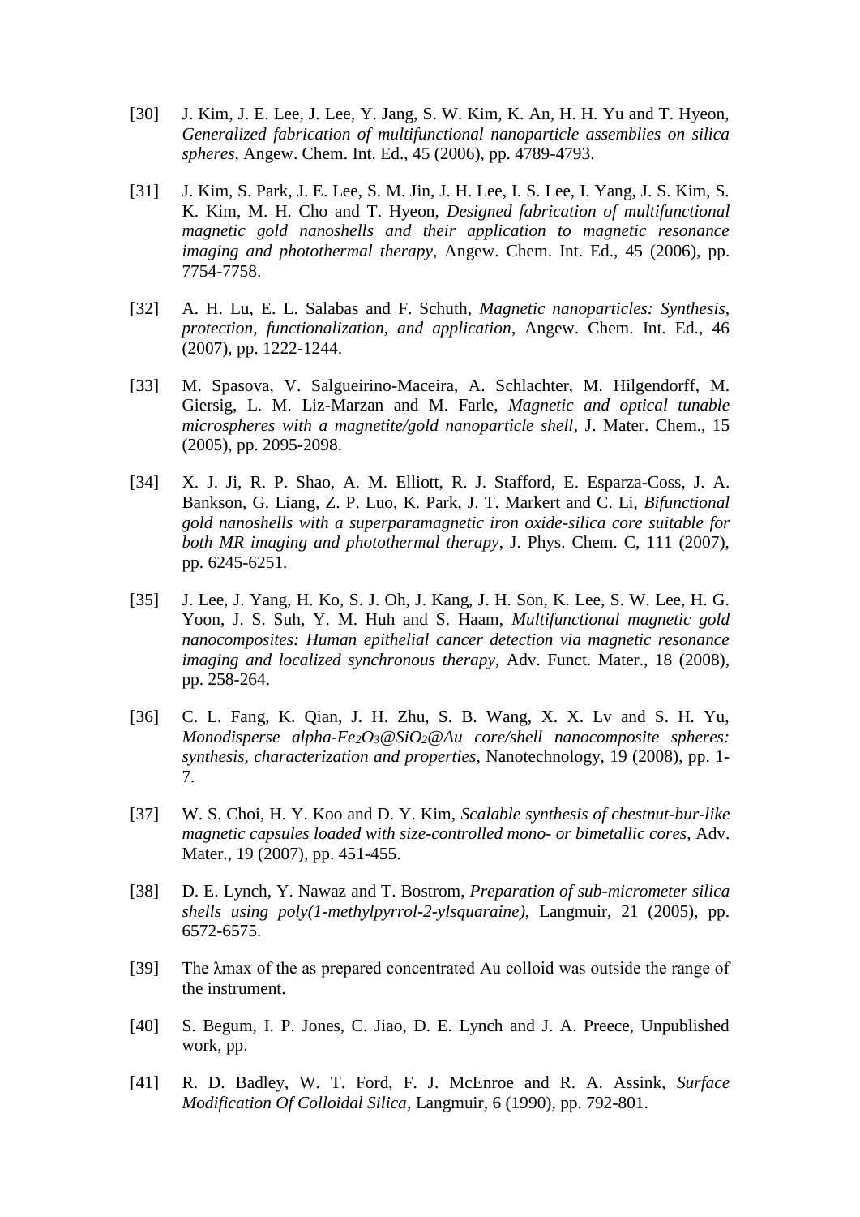[30] J. Kim, J. E. Lee, J. Lee, Y. Jang, S. W. Kim, K. An, H. H. Yu and T. Hyeon, *Generalized fabrication of multifunctional nanoparticle assemblies on silica spheres*, Angew. Chem. Int. Ed., 45 (2006), pp. 4789-4793.

[31] J. Kim, S. Park, J. E. Lee, S. M. Jin, J. H. Lee, I. S. Lee, I. Yang, J. S. Kim, S. K. Kim, M. H. Cho and T. Hyeon, *Designed fabrication of multifunctional magnetic gold nanoshells and their application to magnetic resonance imaging and photothermal therapy*, Angew. Chem. Int. Ed., 45 (2006), pp. 7754-7758.

[32] A. H. Lu, E. L. Salabas and F. Schuth, *Magnetic nanoparticles: Synthesis, protection, functionalization, and application*, Angew. Chem. Int. Ed., 46 (2007), pp. 1222-1244.

[33] M. Spasova, V. Salgueirino-Maceira, A. Schlachter, M. Hilgendorff, M. Giersig, L. M. Liz-Marzan and M. Farle, *Magnetic and optical tunable microspheres with a magnetite/gold nanoparticle shell*, J. Mater. Chem., 15 (2005), pp. 2095-2098.

[34] X. J. Ji, R. P. Shao, A. M. Elliott, R. J. Stafford, E. Esparza-Coss, J. A. Bankson, G. Liang, Z. P. Luo, K. Park, J. T. Markert and C. Li, *Bifunctional gold nanoshells with a superparamagnetic iron oxide-silica core suitable for both MR imaging and photothermal therapy*, J. Phys. Chem. C, 111 (2007), pp. 6245-6251.

[35] J. Lee, J. Yang, H. Ko, S. J. Oh, J. Kang, J. H. Son, K. Lee, S. W. Lee, H. G. Yoon, J. S. Suh, Y. M. Huh and S. Haam, *Multifunctional magnetic gold nanocomposites: Human epithelial cancer detection via magnetic resonance imaging and localized synchronous therapy*, Adv. Funct. Mater., 18 (2008), pp. 258-264.

[36] C. L. Fang, K. Qian, J. H. Zhu, S. B. Wang, X. X. Lv and S. H. Yu, *Monodisperse alpha-$Fe_2O_3$@$SiO_2$@Au core/shell nanocomposite spheres: synthesis, characterization and properties*, Nanotechnology, 19 (2008), pp. 1-7.

[37] W. S. Choi, H. Y. Koo and D. Y. Kim, *Scalable synthesis of chestnut-bur-like magnetic capsules loaded with size-controlled mono- or bimetallic cores*, Adv. Mater., 19 (2007), pp. 451-455.

[38] D. E. Lynch, Y. Nawaz and T. Bostrom, *Preparation of sub-micrometer silica shells using poly(1-methylpyrrol-2-ylsquaraine)*, Langmuir, 21 (2005), pp. 6572-6575.

[39] The $\lambda$max of the as prepared concentrated Au colloid was outside the range of the instrument.

[40] S. Begum, I. P. Jones, C. Jiao, D. E. Lynch and J. A. Preece, Unpublished work, pp.

[41] R. D. Badley, W. T. Ford, F. J. McEnroe and R. A. Assink, *Surface Modification Of Colloidal Silica*, Langmuir, 6 (1990), pp. 792-801.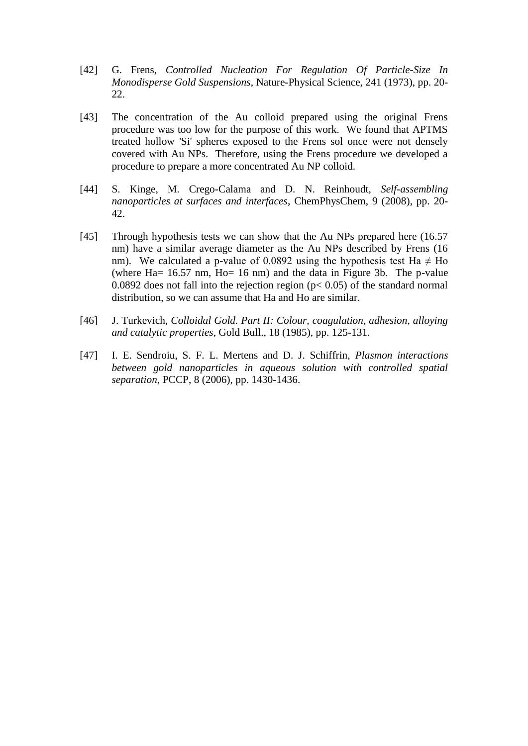[42] G. Frens, *Controlled Nucleation For Regulation Of Particle-Size In Monodisperse Gold Suspensions*, Nature-Physical Science, 241 (1973), pp. 20-22.

[43] The concentration of the Au colloid prepared using the original Frens procedure was too low for the purpose of this work. We found that APTMS treated hollow 'Si' spheres exposed to the Frens sol once were not densely covered with Au NPs. Therefore, using the Frens procedure we developed a procedure to prepare a more concentrated Au NP colloid.

[44] S. Kinge, M. Crego-Calama and D. N. Reinhoudt, *Self-assembling nanoparticles at surfaces and interfaces*, ChemPhysChem, 9 (2008), pp. 20-42.

[45] Through hypothesis tests we can show that the Au NPs prepared here (16.57 nm) have a similar average diameter as the Au NPs described by Frens (16 nm). We calculated a p-value of 0.0892 using the hypothesis test $H_a \neq H_o$ (where $H_a$= 16.57 nm, $H_o$= 16 nm) and the data in Figure 3b. The p-value 0.0892 does not fall into the rejection region ($p < 0.05$) of the standard normal distribution, so we can assume that Ha and Ho are similar.

[46] J. Turkevich, *Colloidal Gold. Part II: Colour, coagulation, adhesion, alloying and catalytic properties*, Gold Bull., 18 (1985), pp. 125-131.

[47] I. E. Sendroiu, S. F. L. Mertens and D. J. Schiffrin, *Plasmon interactions between gold nanoparticles in aqueous solution with controlled spatial separation*, PCCP, 8 (2006), pp. 1430-1436.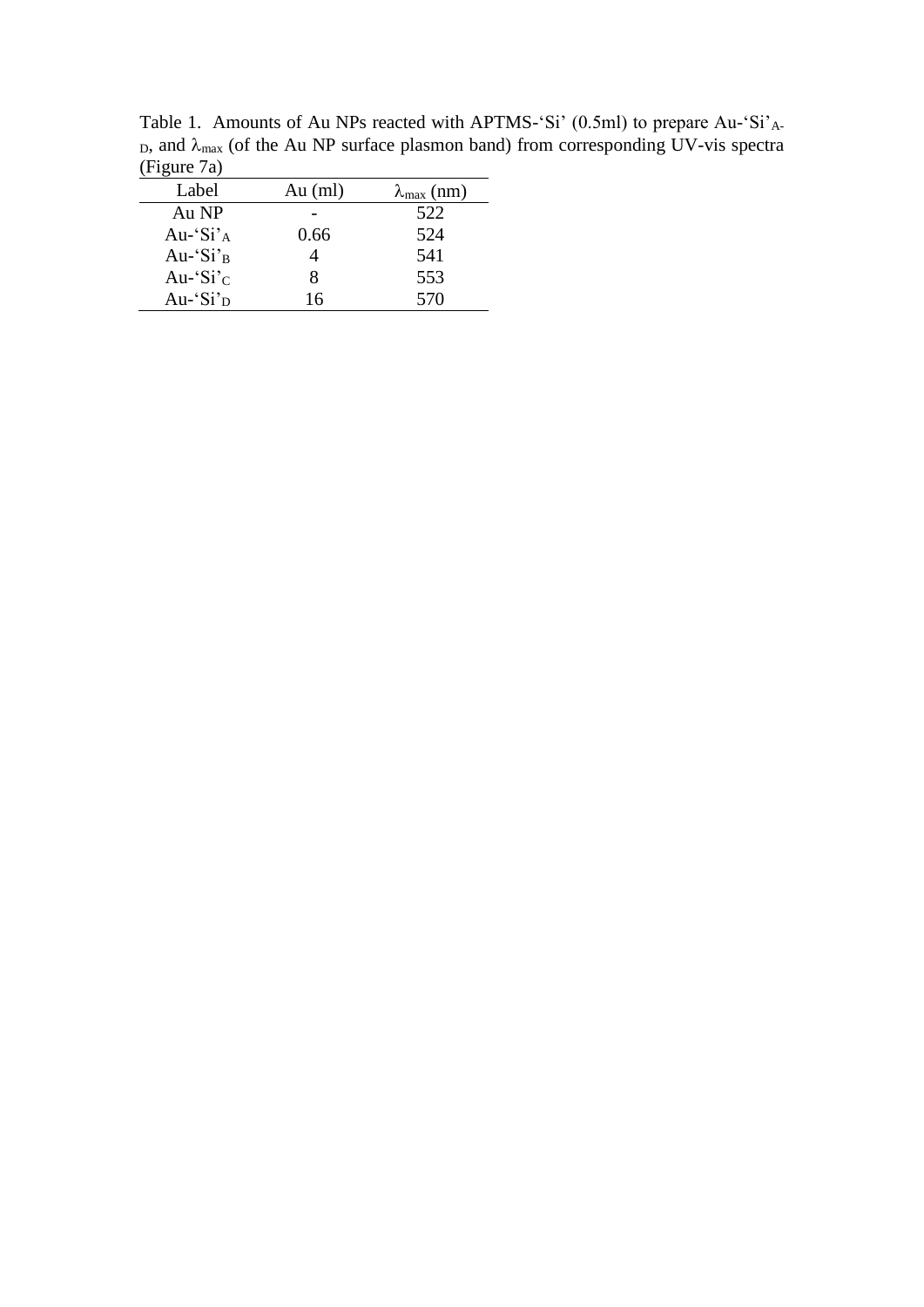Table 1. Amounts of Au NPs reacted with APTMS-'Si' (0.5ml) to prepare Au-'Si'$_{A-D}$, and $\lambda_{max}$ (of the Au NP surface plasmon band) from corresponding UV-vis spectra (Figure 7a)

| Label | Au (ml) | $\lambda_{max}$ (nm) |
|---|---|---|
| Au NP | - | 522 |
| Au-'Si'$_A$ | 0.66 | 524 |
| Au-'Si'$_B$ | 4 | 541 |
| Au-'Si'$_C$ | 8 | 553 |
| Au-'Si'$_D$ | 16 | 570 |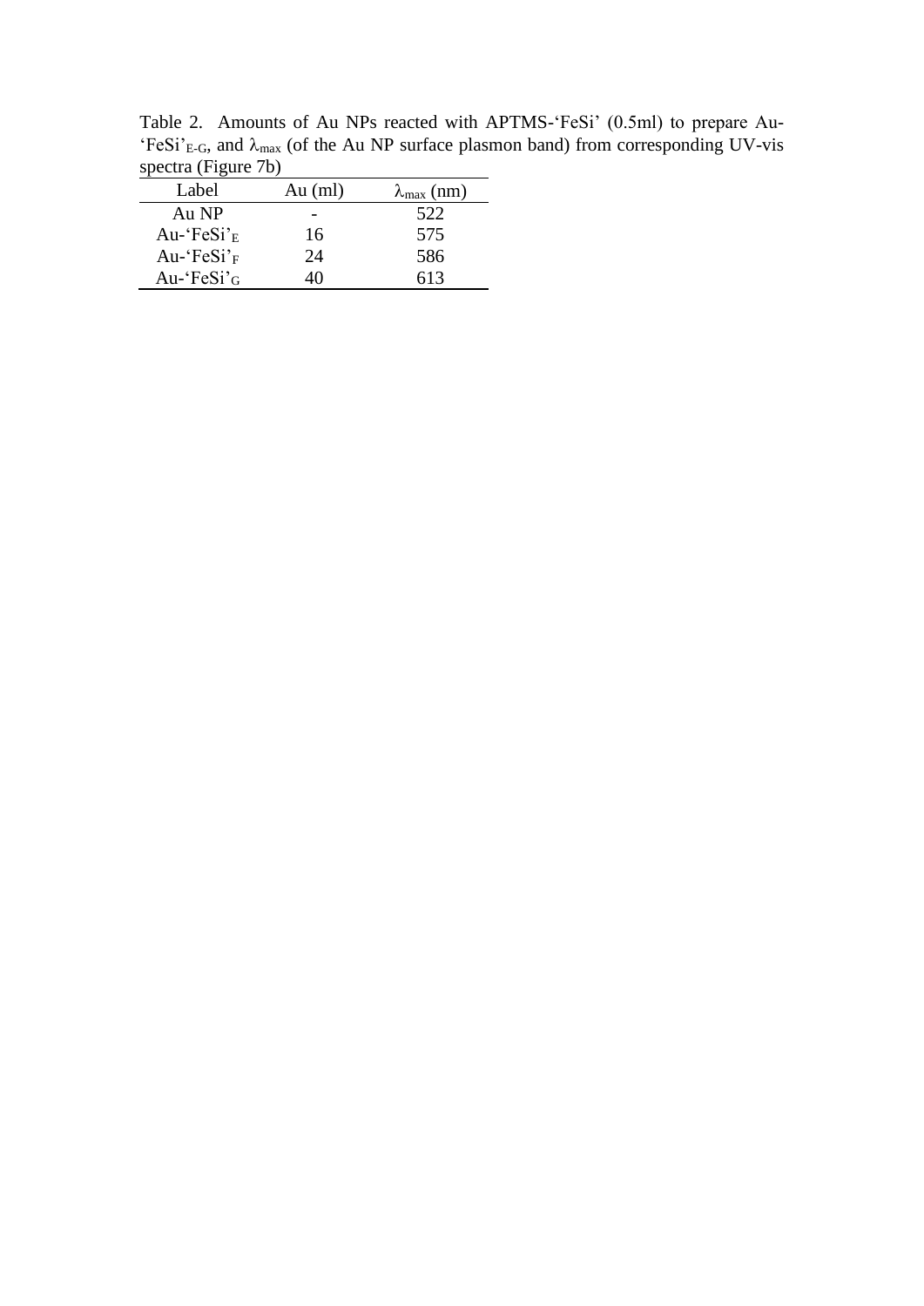Table 2. Amounts of Au NPs reacted with APTMS-'FeSi' (0.5ml) to prepare Au-'FeSi'$_{E\text{-}G}$, and $\lambda_{max}$ (of the Au NP surface plasmon band) from corresponding UV-vis spectra (Figure 7b)

| Label | Au (ml) | $\lambda_{max}$ (nm) |
|---|---|---|
| Au NP | - | 522 |
| Au-'FeSi'$_E$ | 16 | 575 |
| Au-'FeSi'$_F$ | 24 | 586 |
| Au-'FeSi'$_G$ | 40 | 613 |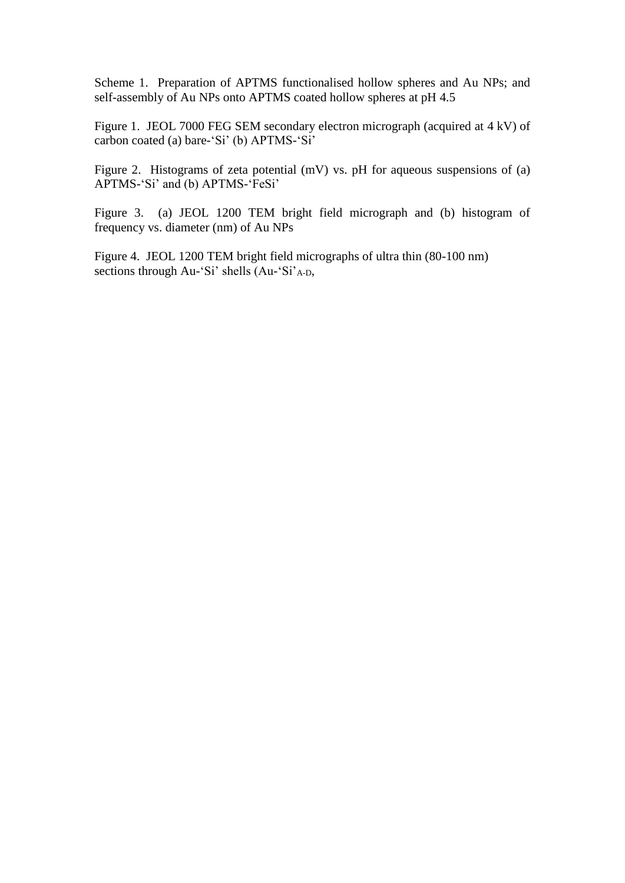Scheme 1. Preparation of APTMS functionalised hollow spheres and Au NPs; and self-assembly of Au NPs onto APTMS coated hollow spheres at pH 4.5

Figure 1. JEOL 7000 FEG SEM secondary electron micrograph (acquired at 4 kV) of carbon coated (a) bare-'Si' (b) APTMS-'Si'

Figure 2. Histograms of zeta potential (mV) vs. pH for aqueous suspensions of (a) APTMS-'Si' and (b) APTMS-'FeSi'

Figure 3. (a) JEOL 1200 TEM bright field micrograph and (b) histogram of frequency vs. diameter (nm) of Au NPs

Figure 4. JEOL 1200 TEM bright field micrographs of ultra thin (80-100 nm) sections through Au-'Si' shells (Au-'Si'$_{A-D}$,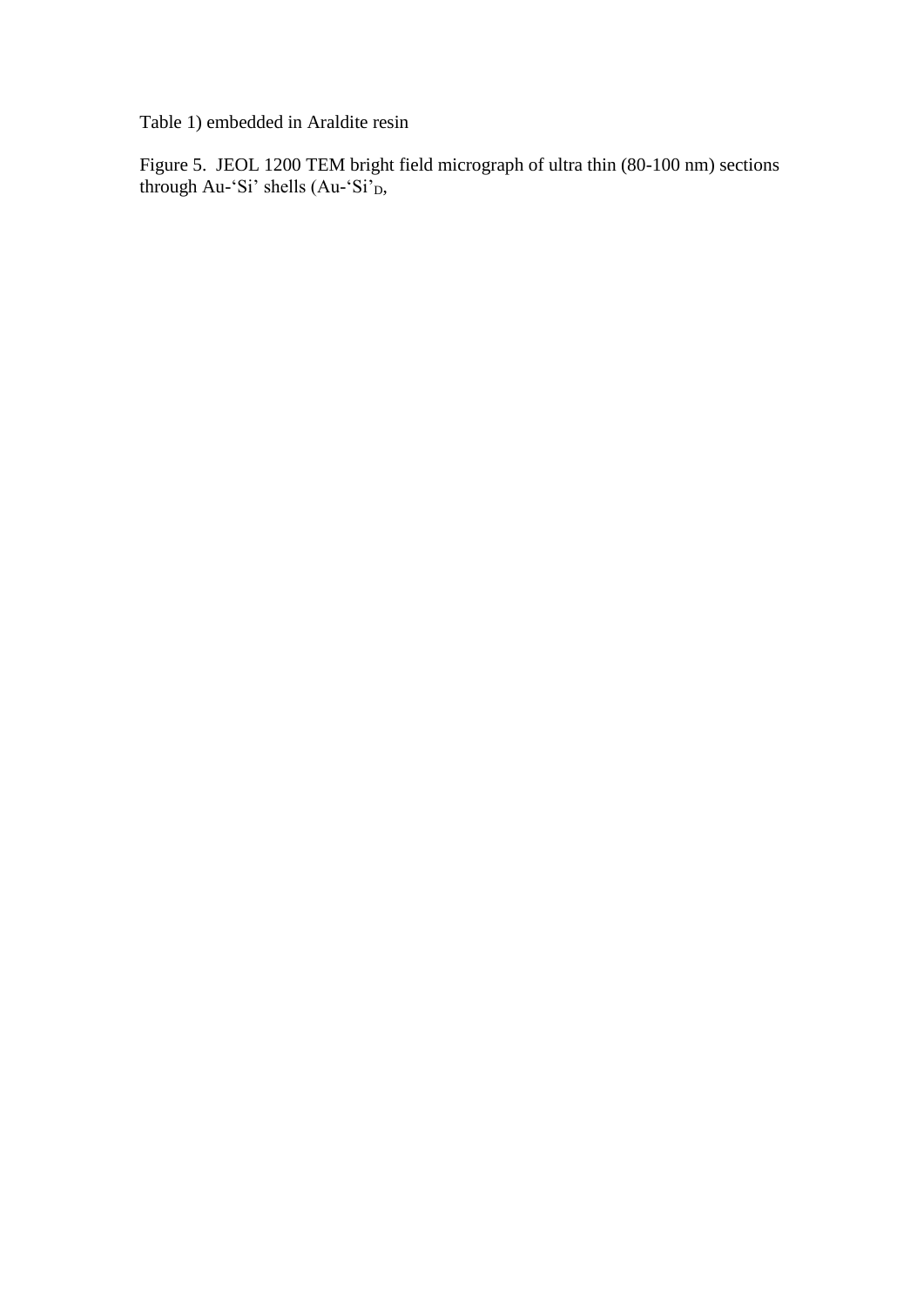Table 1) embedded in Araldite resin

Figure 5. JEOL 1200 TEM bright field micrograph of ultra thin (80-100 nm) sections through Au-'Si' shells (Au-'Si'$_D$,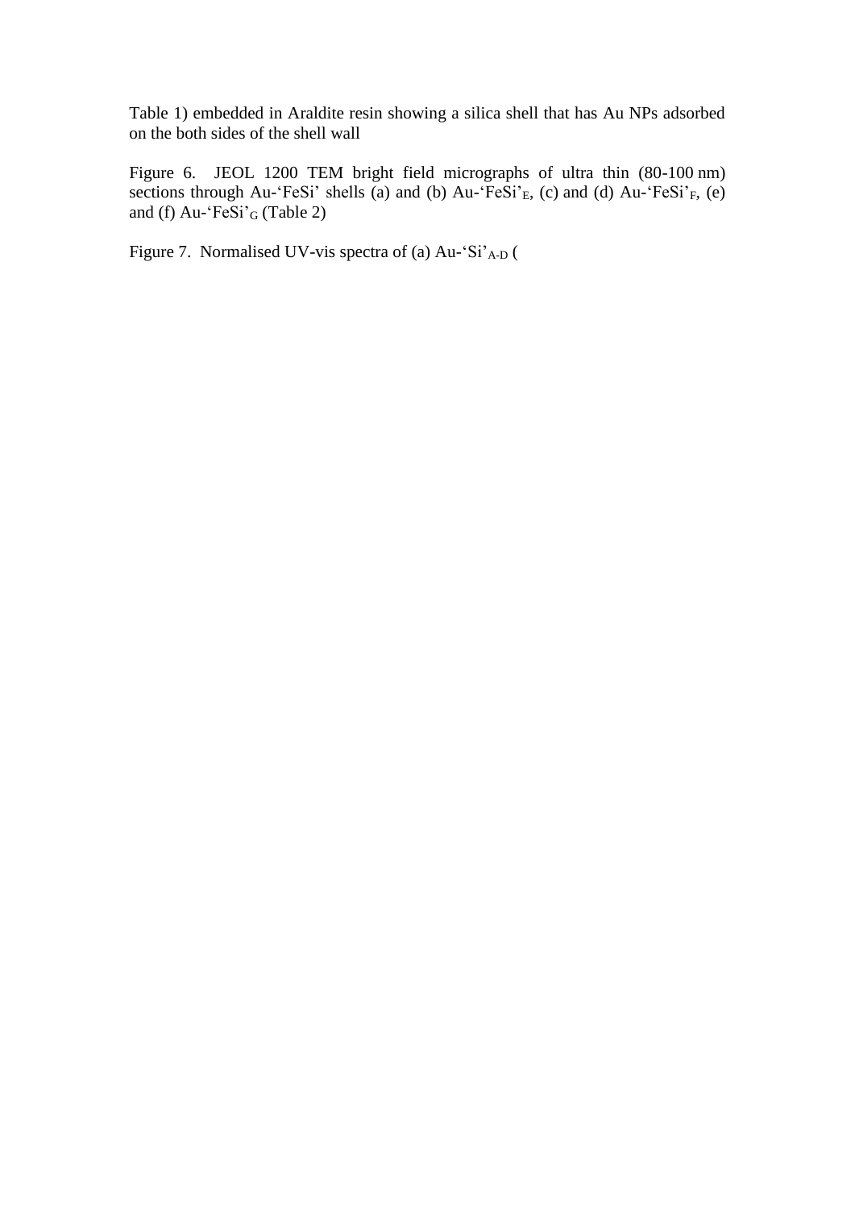Table 1) embedded in Araldite resin showing a silica shell that has Au NPs adsorbed on the both sides of the shell wall

Figure 6. JEOL 1200 TEM bright field micrographs of ultra thin (80-100 nm) sections through Au-'FeSi' shells (a) and (b) Au-'FeSi'$_E$, (c) and (d) Au-'FeSi'$_F$, (e) and (f) Au-'FeSi'$_G$ (Table 2)

Figure 7. Normalised UV-vis spectra of (a) Au-'Si'$_{A-D}$ (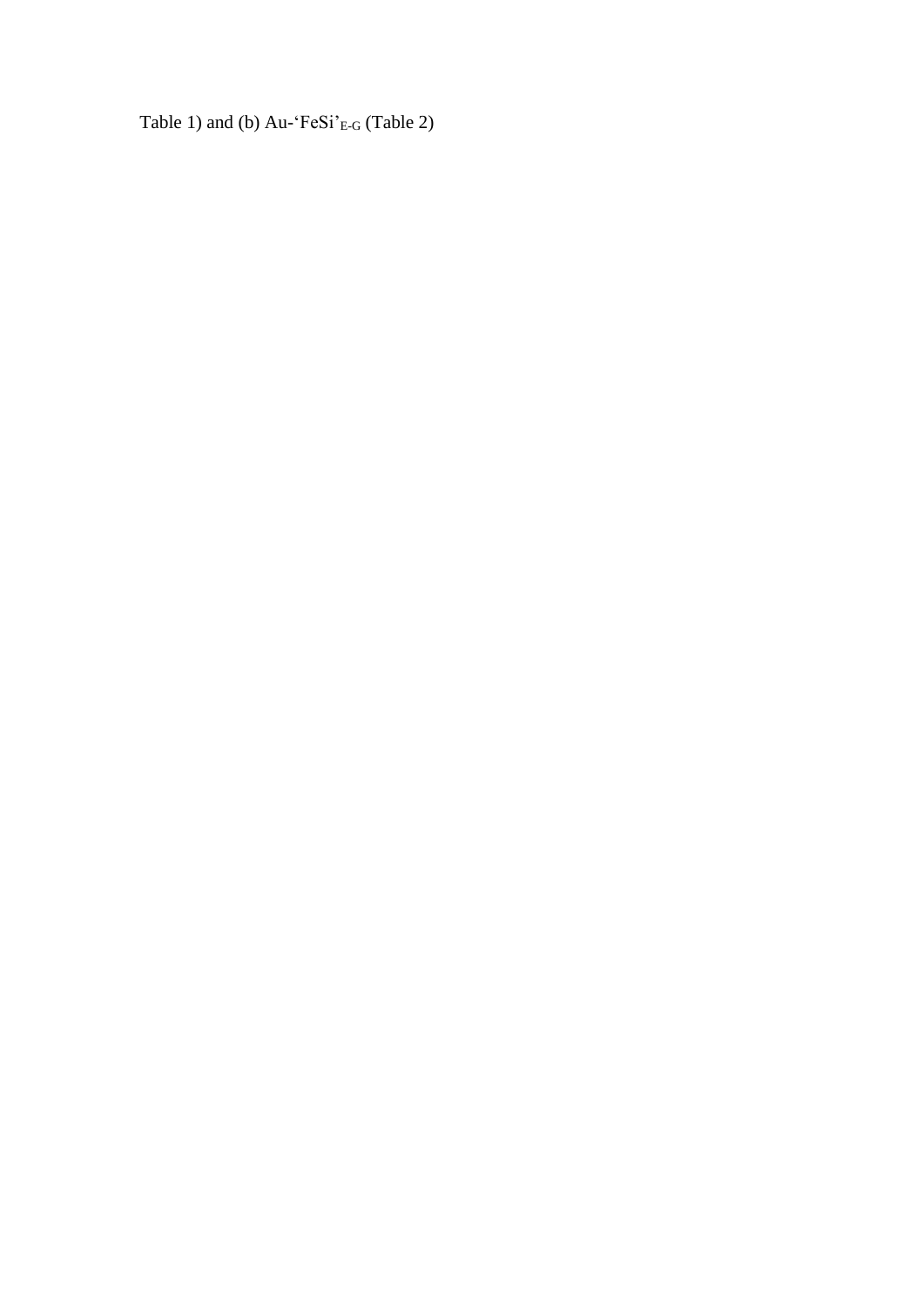Table 1) and (b) Au-'FeSi'$_{E\text{-}G}$ (Table 2)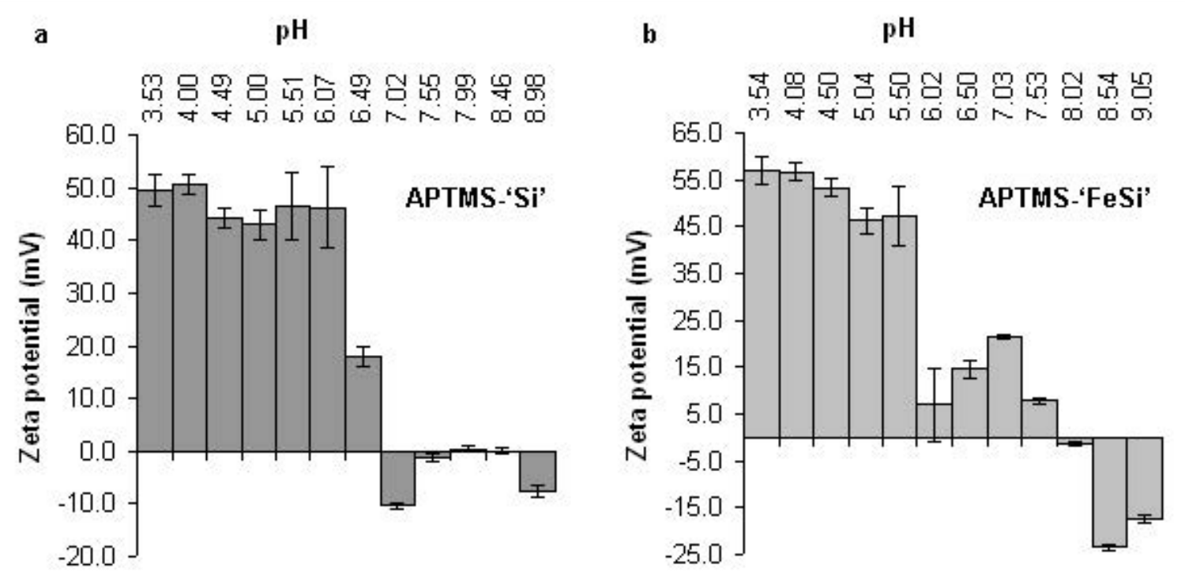**a**

pH: 3.53, 4.00, 4.49, 5.00, 5.51, 6.07, 6.49, 7.02, 7.55, 7.99, 8.46, 8.98

Zeta potential (mV): -20.0 to 60.0

APTMS-'Si'

**b**

pH: 3.54, 4.08, 4.50, 5.04, 5.50, 6.02, 6.50, 7.03, 7.53, 8.02, 8.54, 9.05

Zeta potential (mV): -25.0 to 65.0

APTMS-'FeSi'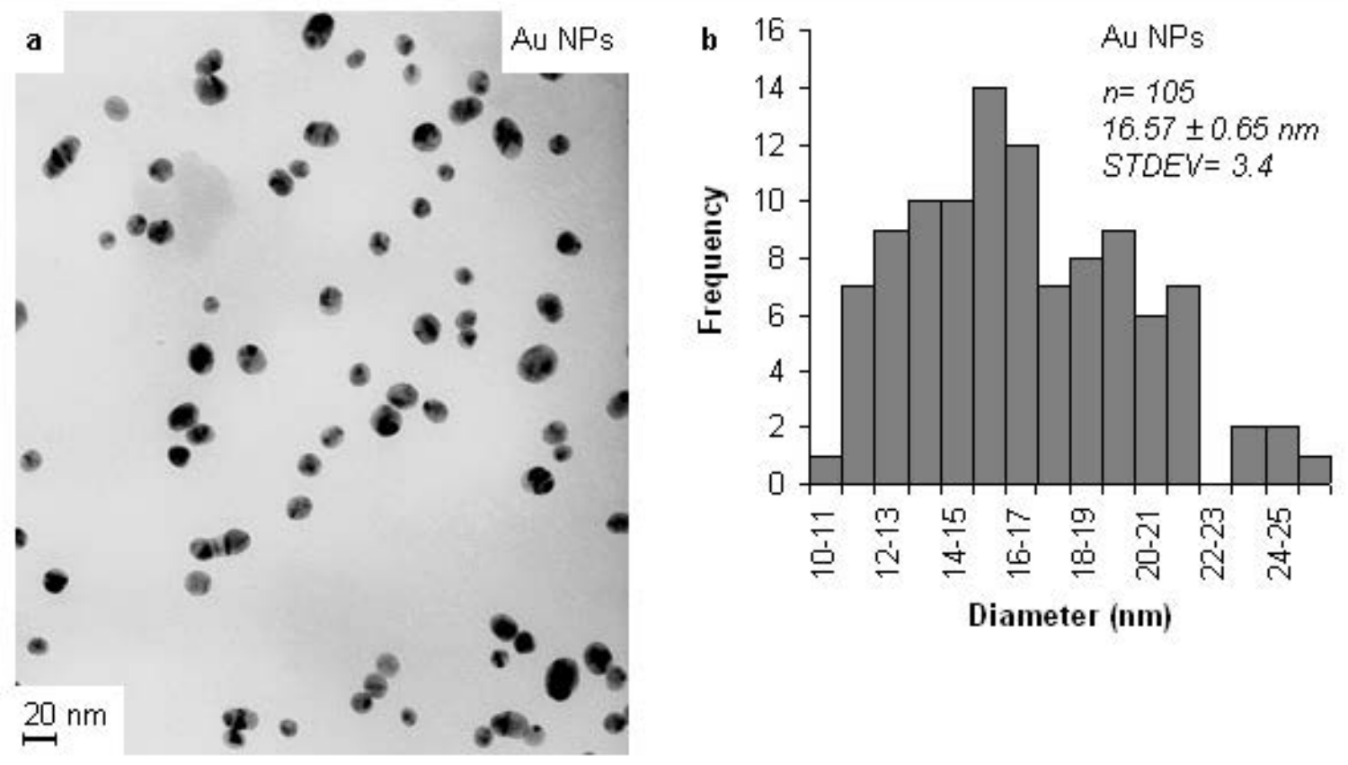a

Au NPs

20 nm

b

Au NPs

*n= 105*
*16.57 ± 0.65 nm*
*STDEV= 3.4*

| Diameter (nm) | Frequency |
|---|---|
| 10-11 | 1 |
| 11-12 | 7 |
| 12-13 | 9 |
| 13-14 | 10 |
| 14-15 | 10 |
| 15-16 | 14 |
| 16-17 | 12 |
| 17-18 | 7 |
| 18-19 | 8 |
| 19-20 | 9 |
| 20-21 | 6 |
| 21-22 | 7 |
| 22-23 | 0 |
| 23-24 | 2 |
| 24-25 | 2 |
| 25-26 | 1 |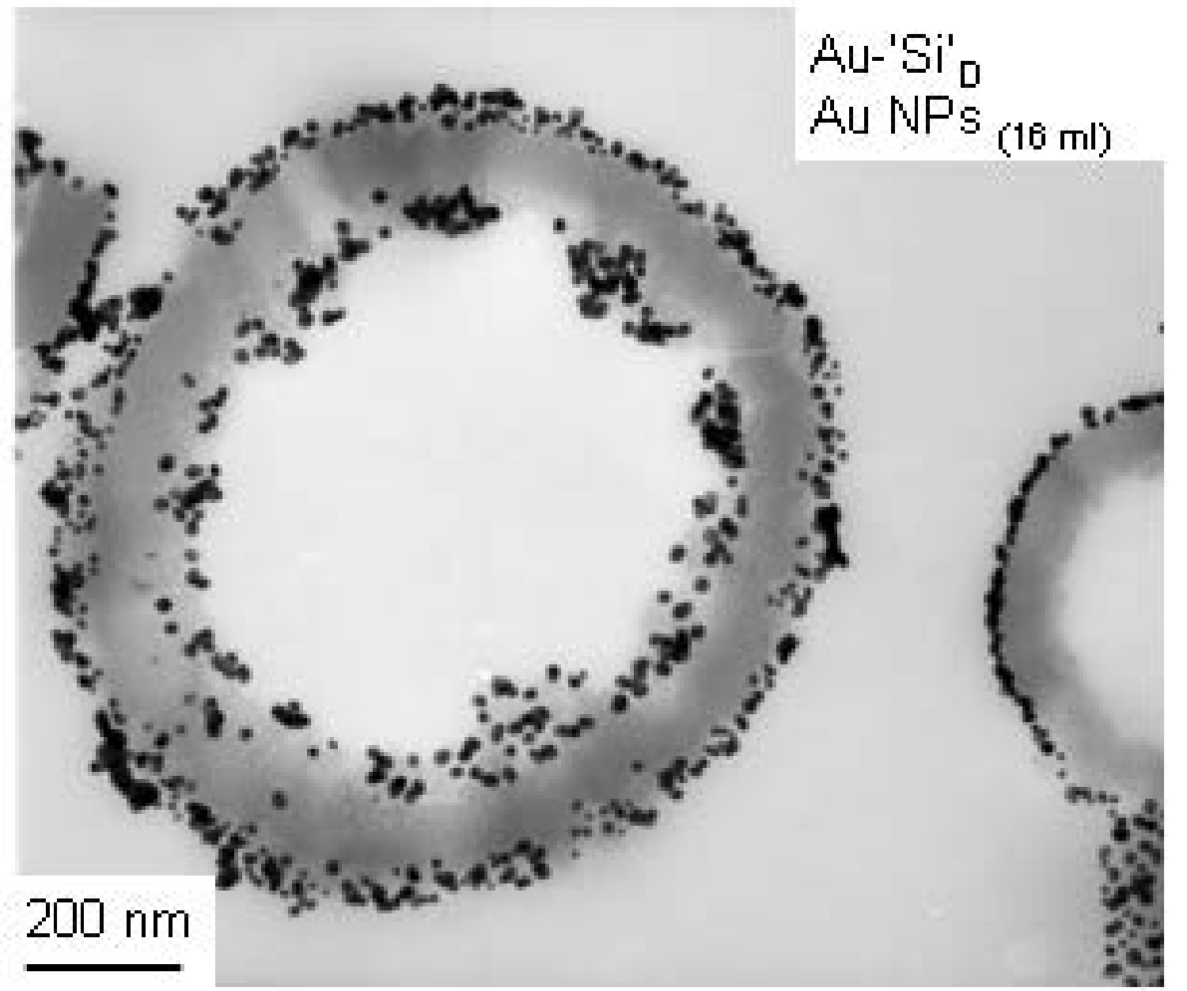Au-'Si'$_D$
Au NPs $_{(16\ ml)}$

200 nm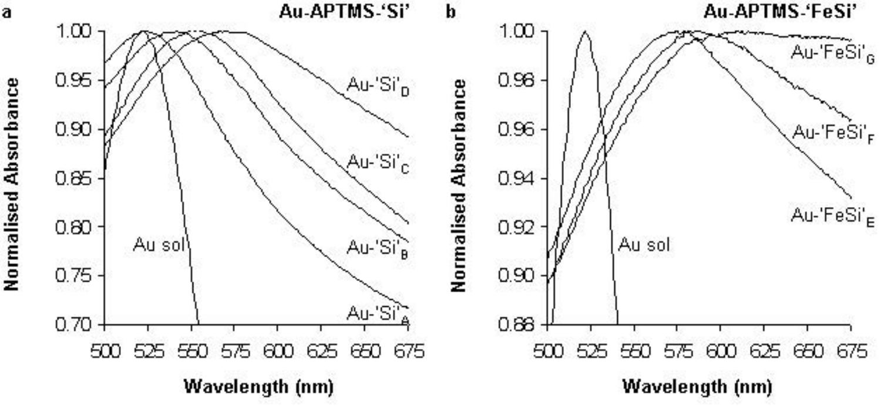a

**Au-APTMS-'Si'**

1.00
0.95
0.90
0.85
0.80
0.75
0.70

Normalised Absorbance

500 525 550 575 600 625 650 675

Wavelength (nm)

Au-'Si'$_D$

Au-'Si'$_C$

Au-'Si'$_B$

Au-'Si'$_A$

Au sol

b

**Au-APTMS-'FeSi'**

1.00
0.98
0.96
0.94
0.92
0.90
0.88

Normalised Absorbance

500 525 550 575 600 625 650 675

Wavelength (nm)

Au-'FeSi'$_G$

Au-'FeSi'$_F$

Au-'FeSi'$_E$

Au sol